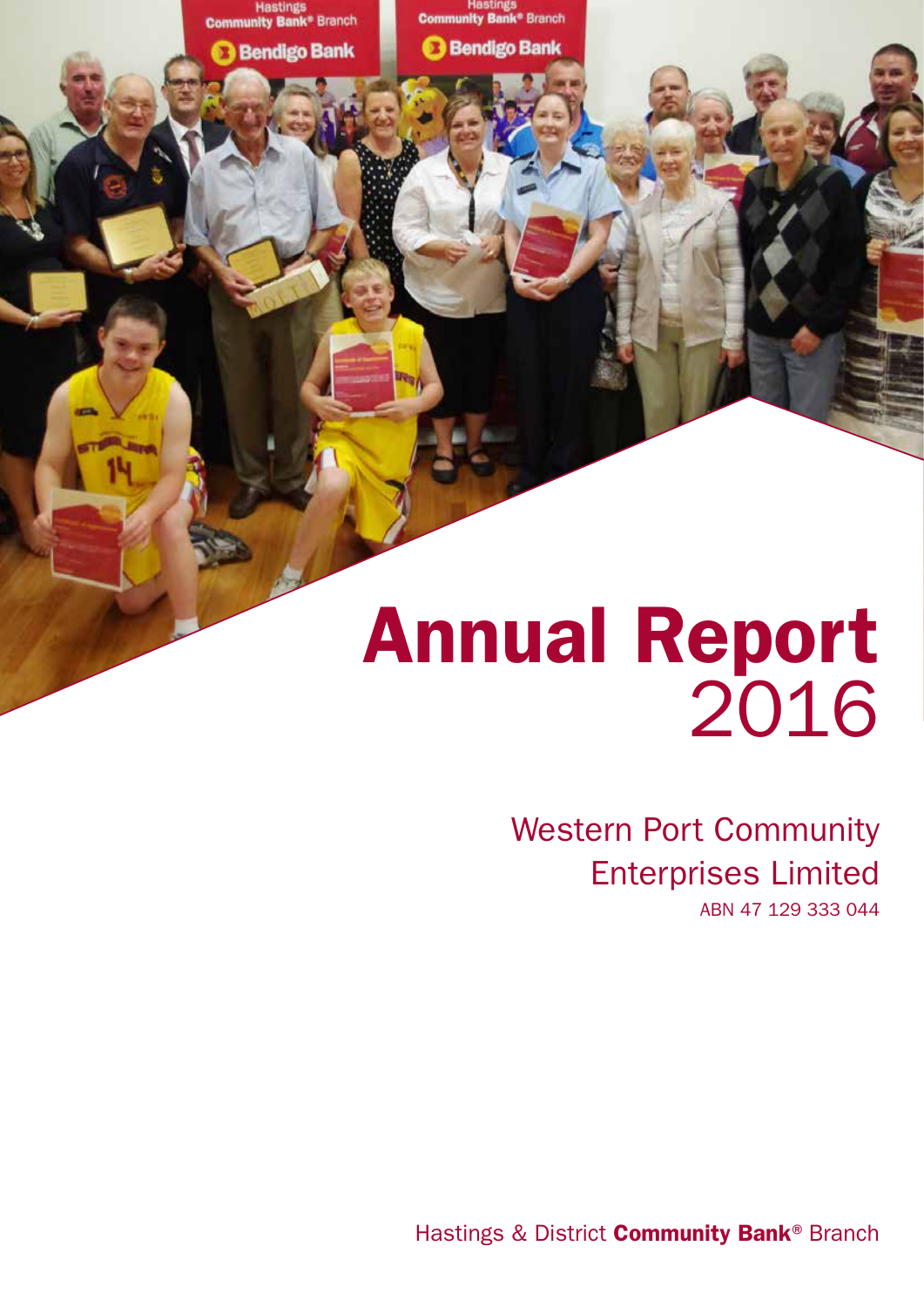# Annual Report 2016

Western Port Community Enterprises Limited

ABN 47 129 333 044

Hastings & District **Community Bank**® Branch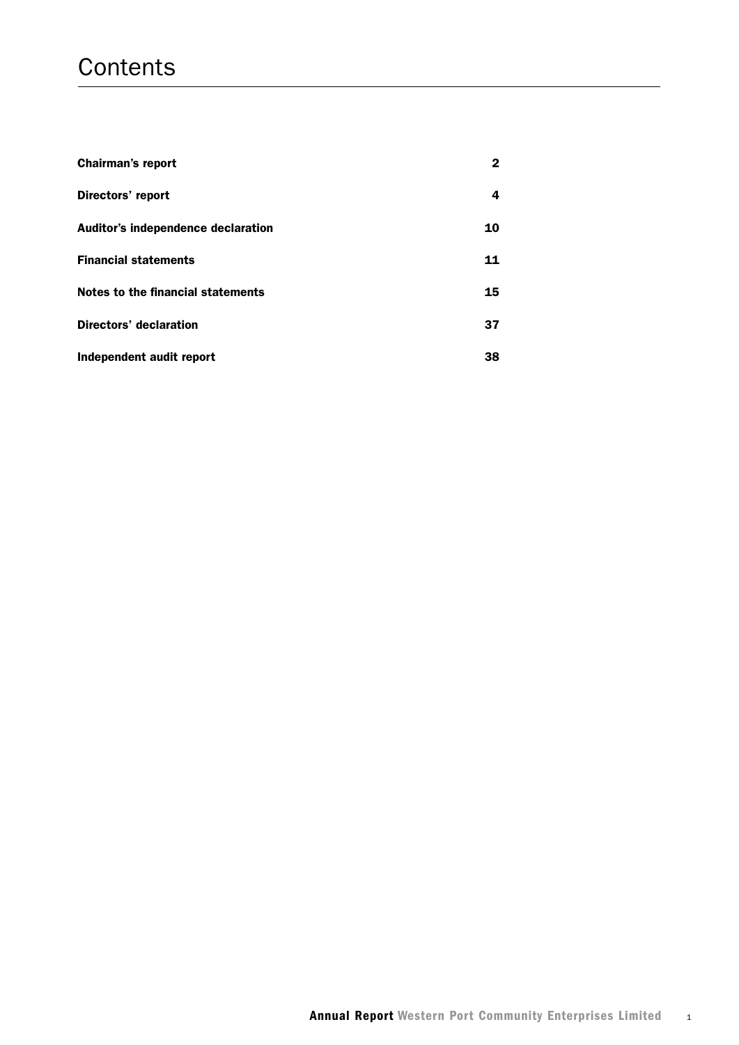# Contents

| | |
|---|---|
| **Chairman's report** | **2** |
| **Directors' report** | **4** |
| **Auditor's independence declaration** | **10** |
| **Financial statements** | **11** |
| **Notes to the financial statements** | **15** |
| **Directors' declaration** | **37** |
| **Independent audit report** | **38** |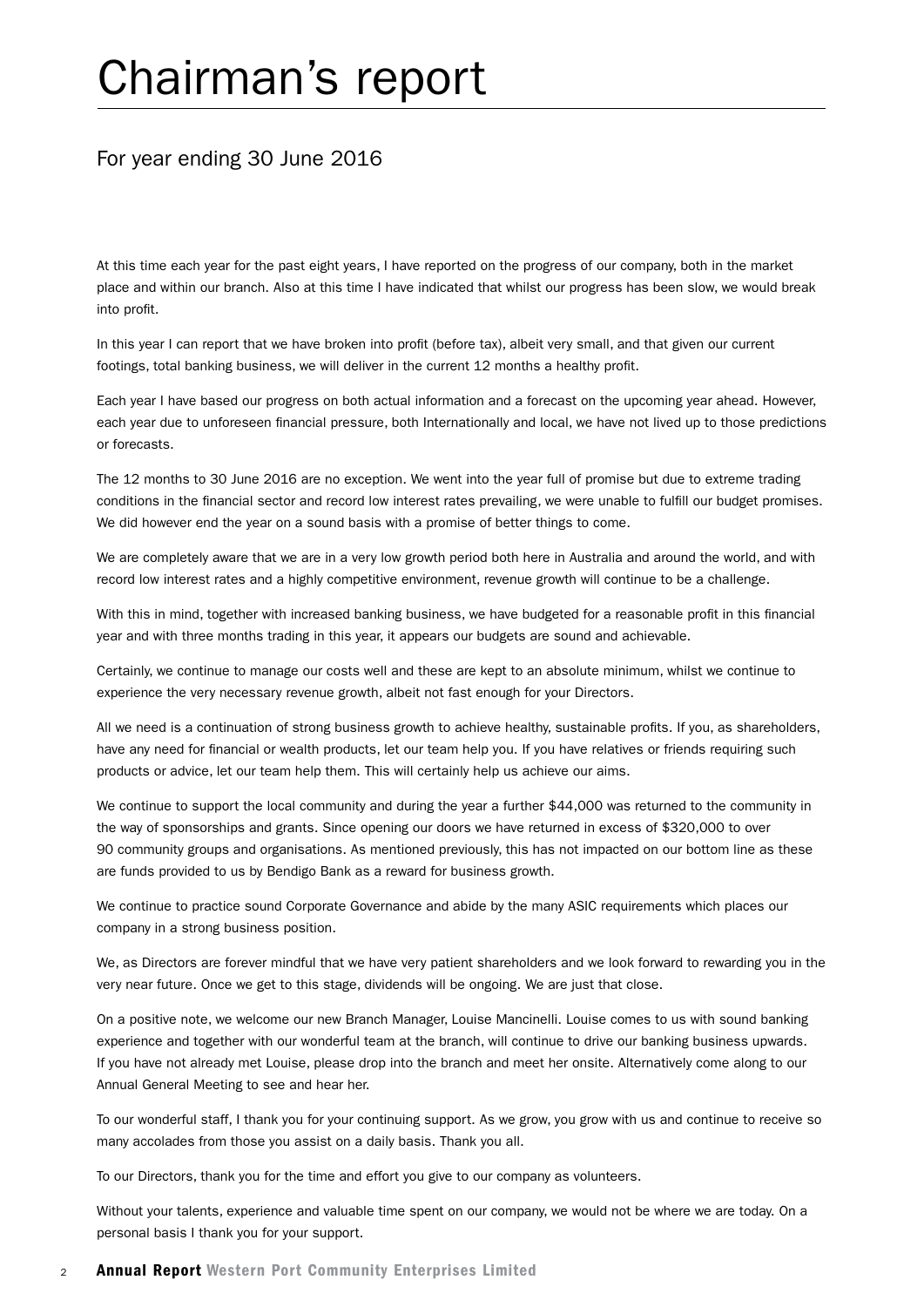# Chairman's report

## For year ending 30 June 2016

At this time each year for the past eight years, I have reported on the progress of our company, both in the market place and within our branch. Also at this time I have indicated that whilst our progress has been slow, we would break into profit.

In this year I can report that we have broken into profit (before tax), albeit very small, and that given our current footings, total banking business, we will deliver in the current 12 months a healthy profit.

Each year I have based our progress on both actual information and a forecast on the upcoming year ahead. However, each year due to unforeseen financial pressure, both Internationally and local, we have not lived up to those predictions or forecasts.

The 12 months to 30 June 2016 are no exception. We went into the year full of promise but due to extreme trading conditions in the financial sector and record low interest rates prevailing, we were unable to fulfill our budget promises. We did however end the year on a sound basis with a promise of better things to come.

We are completely aware that we are in a very low growth period both here in Australia and around the world, and with record low interest rates and a highly competitive environment, revenue growth will continue to be a challenge.

With this in mind, together with increased banking business, we have budgeted for a reasonable profit in this financial year and with three months trading in this year, it appears our budgets are sound and achievable.

Certainly, we continue to manage our costs well and these are kept to an absolute minimum, whilst we continue to experience the very necessary revenue growth, albeit not fast enough for your Directors.

All we need is a continuation of strong business growth to achieve healthy, sustainable profits. If you, as shareholders, have any need for financial or wealth products, let our team help you. If you have relatives or friends requiring such products or advice, let our team help them. This will certainly help us achieve our aims.

We continue to support the local community and during the year a further $44,000 was returned to the community in the way of sponsorships and grants. Since opening our doors we have returned in excess of $320,000 to over 90 community groups and organisations. As mentioned previously, this has not impacted on our bottom line as these are funds provided to us by Bendigo Bank as a reward for business growth.

We continue to practice sound Corporate Governance and abide by the many ASIC requirements which places our company in a strong business position.

We, as Directors are forever mindful that we have very patient shareholders and we look forward to rewarding you in the very near future. Once we get to this stage, dividends will be ongoing. We are just that close.

On a positive note, we welcome our new Branch Manager, Louise Mancinelli. Louise comes to us with sound banking experience and together with our wonderful team at the branch, will continue to drive our banking business upwards. If you have not already met Louise, please drop into the branch and meet her onsite. Alternatively come along to our Annual General Meeting to see and hear her.

To our wonderful staff, I thank you for your continuing support. As we grow, you grow with us and continue to receive so many accolades from those you assist on a daily basis. Thank you all.

To our Directors, thank you for the time and effort you give to our company as volunteers.

Without your talents, experience and valuable time spent on our company, we would not be where we are today. On a personal basis I thank you for your support.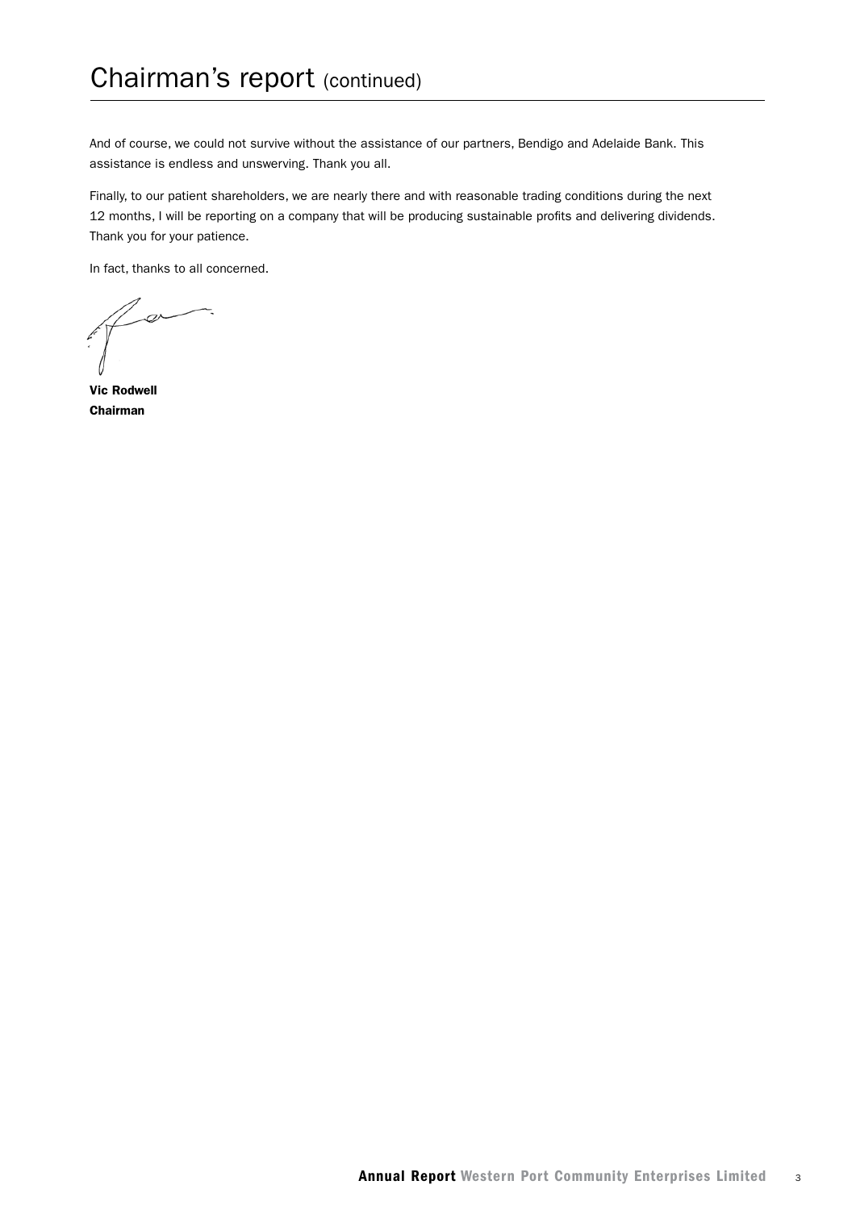# Chairman's report (continued)

And of course, we could not survive without the assistance of our partners, Bendigo and Adelaide Bank. This assistance is endless and unswerving. Thank you all.

Finally, to our patient shareholders, we are nearly there and with reasonable trading conditions during the next 12 months, I will be reporting on a company that will be producing sustainable profits and delivering dividends. Thank you for your patience.

In fact, thanks to all concerned.

**Vic Rodwell**
**Chairman**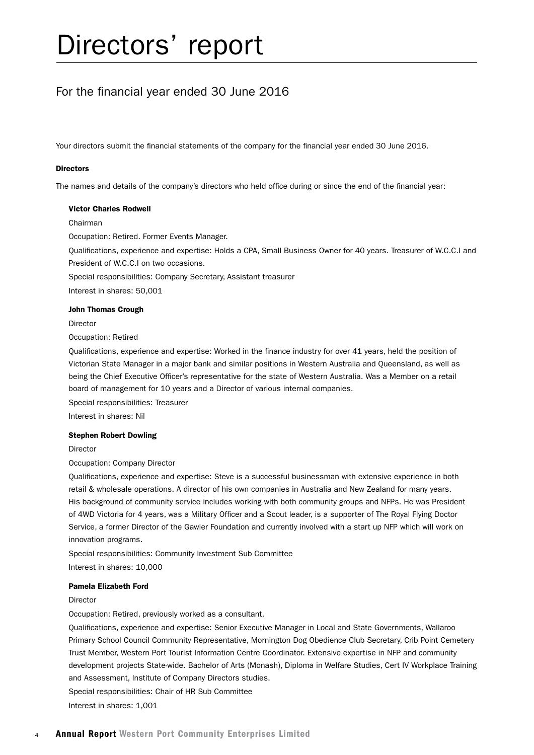# Directors' report

## For the financial year ended 30 June 2016

Your directors submit the financial statements of the company for the financial year ended 30 June 2016.

**Directors**

The names and details of the company's directors who held office during or since the end of the financial year:

**Victor Charles Rodwell**

Chairman

Occupation: Retired. Former Events Manager.

Qualifications, experience and expertise: Holds a CPA, Small Business Owner for 40 years. Treasurer of W.C.C.I and President of W.C.C.I on two occasions.

Special responsibilities: Company Secretary, Assistant treasurer

Interest in shares: 50,001

**John Thomas Crough**

Director

Occupation: Retired

Qualifications, experience and expertise: Worked in the finance industry for over 41 years, held the position of Victorian State Manager in a major bank and similar positions in Western Australia and Queensland, as well as being the Chief Executive Officer's representative for the state of Western Australia. Was a Member on a retail board of management for 10 years and a Director of various internal companies.

Special responsibilities: Treasurer

Interest in shares: Nil

**Stephen Robert Dowling**

Director

Occupation: Company Director

Qualifications, experience and expertise: Steve is a successful businessman with extensive experience in both retail & wholesale operations. A director of his own companies in Australia and New Zealand for many years. His background of community service includes working with both community groups and NFPs. He was President of 4WD Victoria for 4 years, was a Military Officer and a Scout leader, is a supporter of The Royal Flying Doctor Service, a former Director of the Gawler Foundation and currently involved with a start up NFP which will work on innovation programs.

Special responsibilities: Community Investment Sub Committee

Interest in shares: 10,000

**Pamela Elizabeth Ford**

Director

Occupation: Retired, previously worked as a consultant.

Qualifications, experience and expertise: Senior Executive Manager in Local and State Governments, Wallaroo Primary School Council Community Representative, Mornington Dog Obedience Club Secretary, Crib Point Cemetery Trust Member, Western Port Tourist Information Centre Coordinator. Extensive expertise in NFP and community development projects State-wide. Bachelor of Arts (Monash), Diploma in Welfare Studies, Cert IV Workplace Training and Assessment, Institute of Company Directors studies.

Special responsibilities: Chair of HR Sub Committee

Interest in shares: 1,001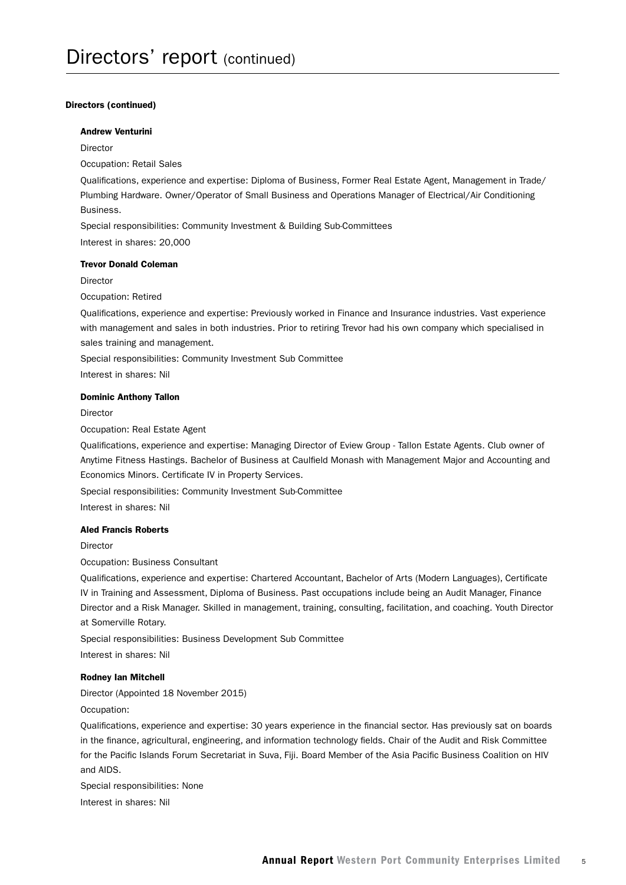# Directors' report (continued)

**Directors (continued)**

**Andrew Venturini**

Director

Occupation: Retail Sales

Qualifications, experience and expertise: Diploma of Business, Former Real Estate Agent, Management in Trade/Plumbing Hardware. Owner/Operator of Small Business and Operations Manager of Electrical/Air Conditioning Business.

Special responsibilities: Community Investment & Building Sub-Committees

Interest in shares: 20,000

**Trevor Donald Coleman**

Director

Occupation: Retired

Qualifications, experience and expertise: Previously worked in Finance and Insurance industries. Vast experience with management and sales in both industries. Prior to retiring Trevor had his own company which specialised in sales training and management.

Special responsibilities: Community Investment Sub Committee

Interest in shares: Nil

**Dominic Anthony Tallon**

Director

Occupation: Real Estate Agent

Qualifications, experience and expertise: Managing Director of Eview Group - Tallon Estate Agents. Club owner of Anytime Fitness Hastings. Bachelor of Business at Caulfield Monash with Management Major and Accounting and Economics Minors. Certificate IV in Property Services.

Special responsibilities: Community Investment Sub-Committee

Interest in shares: Nil

**Aled Francis Roberts**

Director

Occupation: Business Consultant

Qualifications, experience and expertise: Chartered Accountant, Bachelor of Arts (Modern Languages), Certificate IV in Training and Assessment, Diploma of Business. Past occupations include being an Audit Manager, Finance Director and a Risk Manager. Skilled in management, training, consulting, facilitation, and coaching. Youth Director at Somerville Rotary.

Special responsibilities: Business Development Sub Committee

Interest in shares: Nil

**Rodney Ian Mitchell**

Director (Appointed 18 November 2015)

Occupation:

Qualifications, experience and expertise: 30 years experience in the financial sector. Has previously sat on boards in the finance, agricultural, engineering, and information technology fields. Chair of the Audit and Risk Committee for the Pacific Islands Forum Secretariat in Suva, Fiji. Board Member of the Asia Pacific Business Coalition on HIV and AIDS.

Special responsibilities: None

Interest in shares: Nil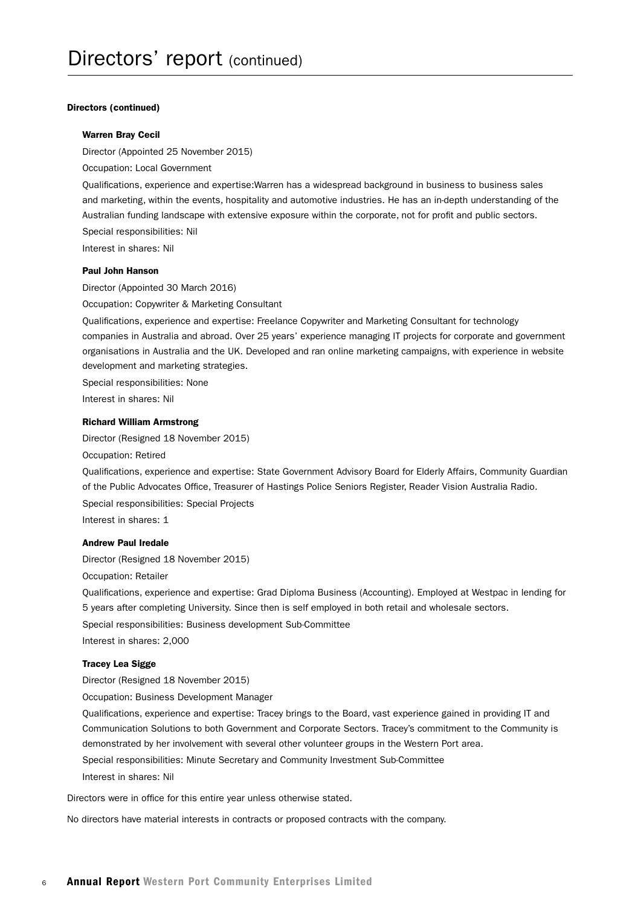# Directors' report (continued)

**Directors (continued)**

**Warren Bray Cecil**

Director (Appointed 25 November 2015)

Occupation: Local Government

Qualifications, experience and expertise:Warren has a widespread background in business to business sales and marketing, within the events, hospitality and automotive industries. He has an in-depth understanding of the Australian funding landscape with extensive exposure within the corporate, not for profit and public sectors.

Special responsibilities: Nil

Interest in shares: Nil

**Paul John Hanson**

Director (Appointed 30 March 2016)

Occupation: Copywriter & Marketing Consultant

Qualifications, experience and expertise: Freelance Copywriter and Marketing Consultant for technology companies in Australia and abroad. Over 25 years' experience managing IT projects for corporate and government organisations in Australia and the UK. Developed and ran online marketing campaigns, with experience in website development and marketing strategies.

Special responsibilities: None

Interest in shares: Nil

**Richard William Armstrong**

Director (Resigned 18 November 2015)

Occupation: Retired

Qualifications, experience and expertise: State Government Advisory Board for Elderly Affairs, Community Guardian of the Public Advocates Office, Treasurer of Hastings Police Seniors Register, Reader Vision Australia Radio.

Special responsibilities: Special Projects

Interest in shares: 1

**Andrew Paul Iredale**

Director (Resigned 18 November 2015)

Occupation: Retailer

Qualifications, experience and expertise: Grad Diploma Business (Accounting). Employed at Westpac in lending for 5 years after completing University. Since then is self employed in both retail and wholesale sectors.

Special responsibilities: Business development Sub-Committee

Interest in shares: 2,000

**Tracey Lea Sigge**

Director (Resigned 18 November 2015)

Occupation: Business Development Manager

Qualifications, experience and expertise: Tracey brings to the Board, vast experience gained in providing IT and Communication Solutions to both Government and Corporate Sectors. Tracey's commitment to the Community is demonstrated by her involvement with several other volunteer groups in the Western Port area.

Special responsibilities: Minute Secretary and Community Investment Sub-Committee

Interest in shares: Nil

Directors were in office for this entire year unless otherwise stated.

No directors have material interests in contracts or proposed contracts with the company.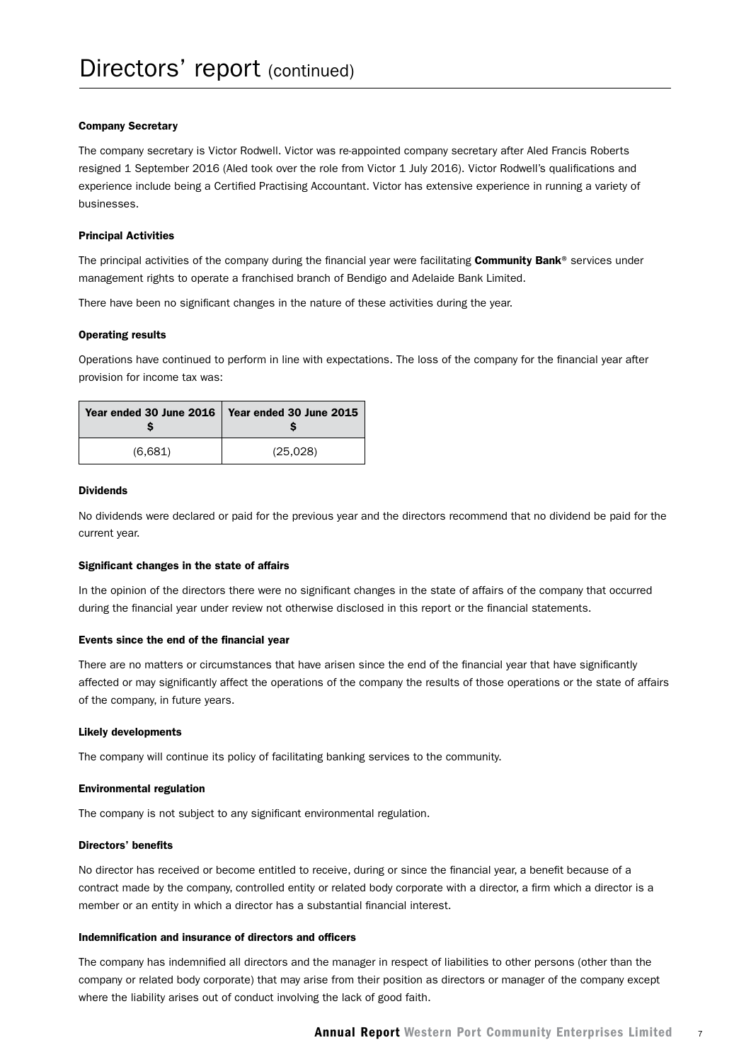# Directors' report (continued)

### Company Secretary

The company secretary is Victor Rodwell. Victor was re-appointed company secretary after Aled Francis Roberts resigned 1 September 2016 (Aled took over the role from Victor 1 July 2016). Victor Rodwell's qualifications and experience include being a Certified Practising Accountant. Victor has extensive experience in running a variety of businesses.

### Principal Activities

The principal activities of the company during the financial year were facilitating **Community Bank**® services under management rights to operate a franchised branch of Bendigo and Adelaide Bank Limited.

There have been no significant changes in the nature of these activities during the year.

### Operating results

Operations have continued to perform in line with expectations. The loss of the company for the financial year after provision for income tax was:

| Year ended 30 June 2016 $ | Year ended 30 June 2015 $ |
|---|---|
| (6,681) | (25,028) |

### Dividends

No dividends were declared or paid for the previous year and the directors recommend that no dividend be paid for the current year.

### Significant changes in the state of affairs

In the opinion of the directors there were no significant changes in the state of affairs of the company that occurred during the financial year under review not otherwise disclosed in this report or the financial statements.

### Events since the end of the financial year

There are no matters or circumstances that have arisen since the end of the financial year that have significantly affected or may significantly affect the operations of the company the results of those operations or the state of affairs of the company, in future years.

### Likely developments

The company will continue its policy of facilitating banking services to the community.

### Environmental regulation

The company is not subject to any significant environmental regulation.

### Directors' benefits

No director has received or become entitled to receive, during or since the financial year, a benefit because of a contract made by the company, controlled entity or related body corporate with a director, a firm which a director is a member or an entity in which a director has a substantial financial interest.

### Indemnification and insurance of directors and officers

The company has indemnified all directors and the manager in respect of liabilities to other persons (other than the company or related body corporate) that may arise from their position as directors or manager of the company except where the liability arises out of conduct involving the lack of good faith.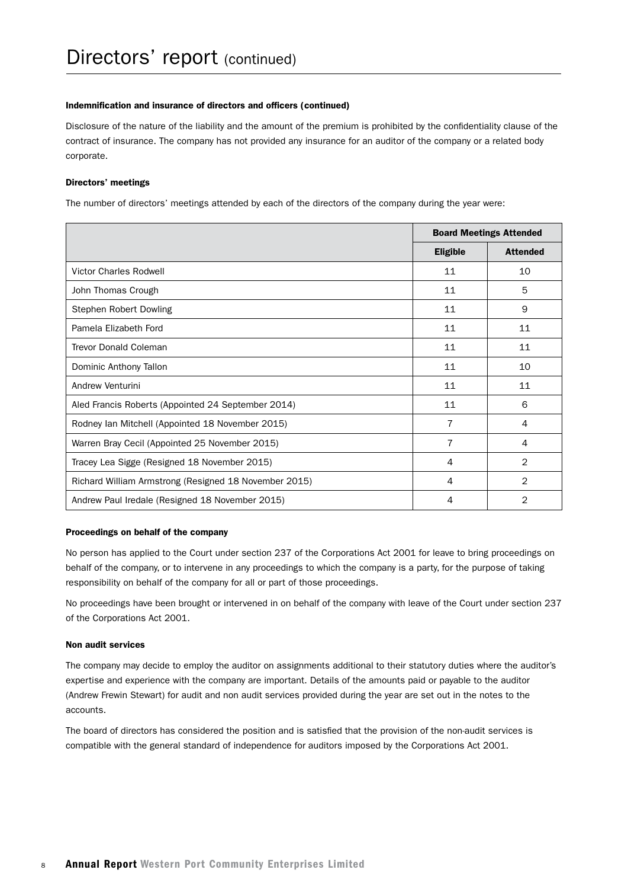# Directors' report (continued)

#### Indemnification and insurance of directors and officers (continued)

Disclosure of the nature of the liability and the amount of the premium is prohibited by the confidentiality clause of the contract of insurance. The company has not provided any insurance for an auditor of the company or a related body corporate.

#### Directors' meetings

The number of directors' meetings attended by each of the directors of the company during the year were:

| | Board Meetings Attended | |
|---|---|---|
| | **Eligible** | **Attended** |
| Victor Charles Rodwell | 11 | 10 |
| John Thomas Crough | 11 | 5 |
| Stephen Robert Dowling | 11 | 9 |
| Pamela Elizabeth Ford | 11 | 11 |
| Trevor Donald Coleman | 11 | 11 |
| Dominic Anthony Tallon | 11 | 10 |
| Andrew Venturini | 11 | 11 |
| Aled Francis Roberts (Appointed 24 September 2014) | 11 | 6 |
| Rodney Ian Mitchell (Appointed 18 November 2015) | 7 | 4 |
| Warren Bray Cecil (Appointed 25 November 2015) | 7 | 4 |
| Tracey Lea Sigge (Resigned 18 November 2015) | 4 | 2 |
| Richard William Armstrong (Resigned 18 November 2015) | 4 | 2 |
| Andrew Paul Iredale (Resigned 18 November 2015) | 4 | 2 |

#### Proceedings on behalf of the company

No person has applied to the Court under section 237 of the Corporations Act 2001 for leave to bring proceedings on behalf of the company, or to intervene in any proceedings to which the company is a party, for the purpose of taking responsibility on behalf of the company for all or part of those proceedings.

No proceedings have been brought or intervened in on behalf of the company with leave of the Court under section 237 of the Corporations Act 2001.

#### Non audit services

The company may decide to employ the auditor on assignments additional to their statutory duties where the auditor's expertise and experience with the company are important. Details of the amounts paid or payable to the auditor (Andrew Frewin Stewart) for audit and non audit services provided during the year are set out in the notes to the accounts.

The board of directors has considered the position and is satisfied that the provision of the non-audit services is compatible with the general standard of independence for auditors imposed by the Corporations Act 2001.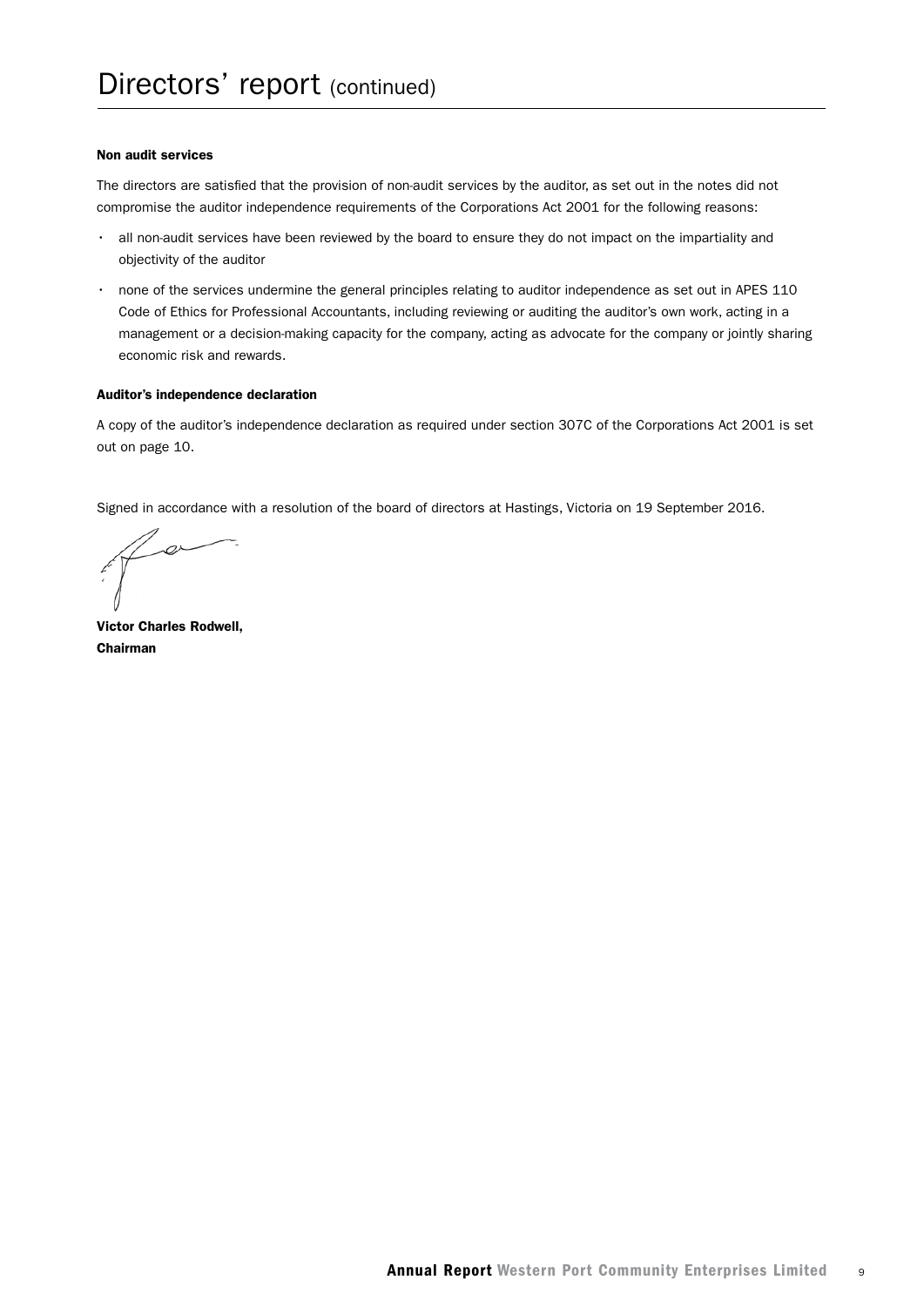# Directors' report (continued)

**Non audit services**

The directors are satisfied that the provision of non-audit services by the auditor, as set out in the notes did not compromise the auditor independence requirements of the Corporations Act 2001 for the following reasons:

- all non-audit services have been reviewed by the board to ensure they do not impact on the impartiality and objectivity of the auditor
- none of the services undermine the general principles relating to auditor independence as set out in APES 110 Code of Ethics for Professional Accountants, including reviewing or auditing the auditor's own work, acting in a management or a decision-making capacity for the company, acting as advocate for the company or jointly sharing economic risk and rewards.

**Auditor's independence declaration**

A copy of the auditor's independence declaration as required under section 307C of the Corporations Act 2001 is set out on page 10.

Signed in accordance with a resolution of the board of directors at Hastings, Victoria on 19 September 2016.

**Victor Charles Rodwell,**
**Chairman**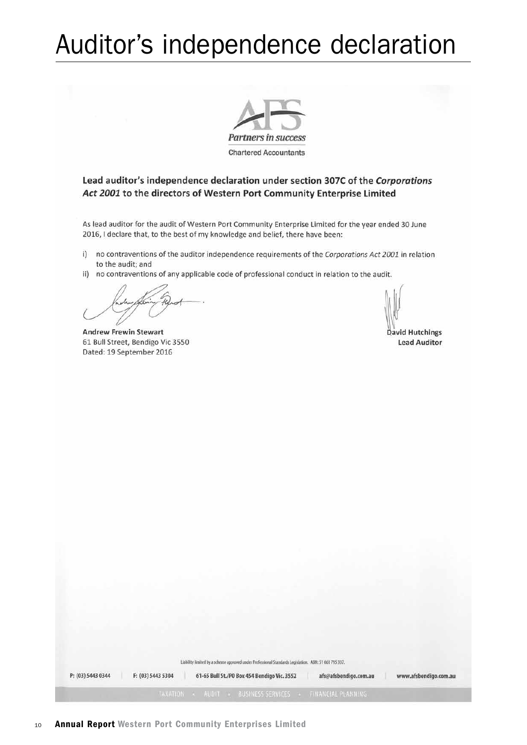# Auditor's independence declaration

AFS
*Partners in success*
Chartered Accountants

**Lead auditor's independence declaration under section 307C of the *Corporations Act 2001* to the directors of Western Port Community Enterprise Limited**

As lead auditor for the audit of Western Port Community Enterprise Limited for the year ended 30 June 2016, I declare that, to the best of my knowledge and belief, there have been:

i) no contraventions of the auditor independence requirements of the *Corporations Act 2001* in relation to the audit; and
ii) no contraventions of any applicable code of professional conduct in relation to the audit.

**Andrew Frewin Stewart**
61 Bull Street, Bendigo Vic 3550
Dated: 19 September 2016

**David Hutchings**
**Lead Auditor**

Liability limited by a scheme approved under Professional Standards Legislation. ABN: 51 061 795 337.

P: (03) 5443 0344 | F: (03) 5443 5304 | 61-65 Bull St./PO Box 454 Bendigo Vic. 3552 | afs@afsbendigo.com.au | www.afsbendigo.com.au

TAXATION • AUDIT • BUSINESS SERVICES • FINANCIAL PLANNING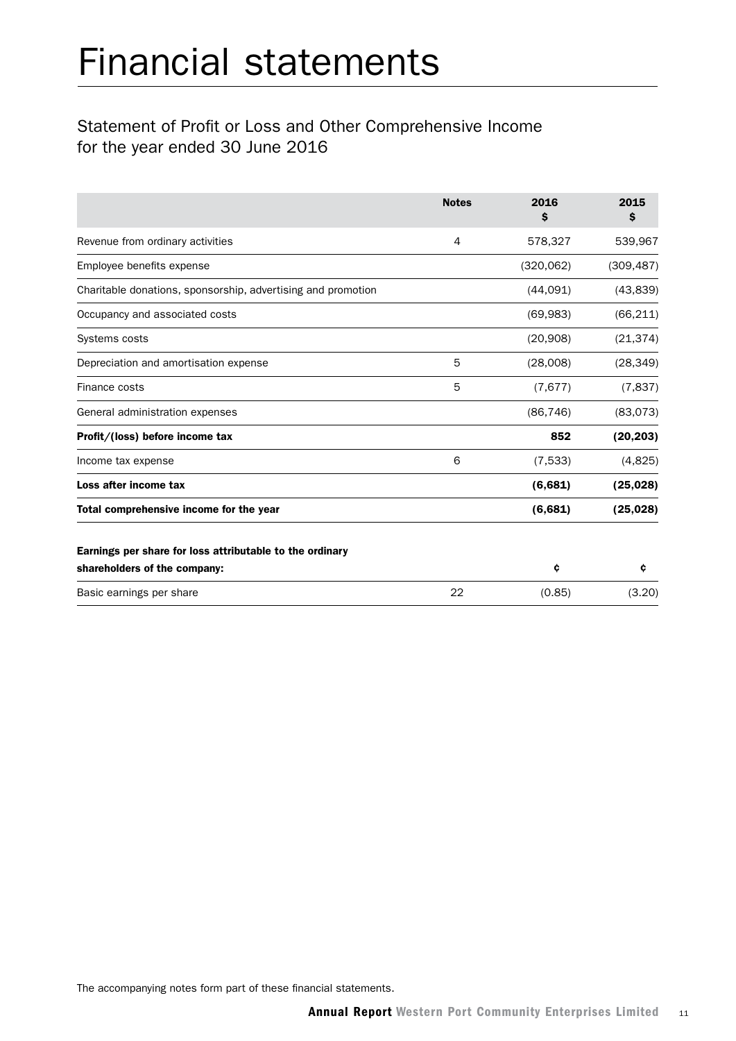# Financial statements

## Statement of Profit or Loss and Other Comprehensive Income for the year ended 30 June 2016

| | Notes | 2016 $ | 2015 $ |
|---|---|---|---|
| Revenue from ordinary activities | 4 | 578,327 | 539,967 |
| Employee benefits expense | | (320,062) | (309,487) |
| Charitable donations, sponsorship, advertising and promotion | | (44,091) | (43,839) |
| Occupancy and associated costs | | (69,983) | (66,211) |
| Systems costs | | (20,908) | (21,374) |
| Depreciation and amortisation expense | 5 | (28,008) | (28,349) |
| Finance costs | 5 | (7,677) | (7,837) |
| General administration expenses | | (86,746) | (83,073) |
| **Profit/(loss) before income tax** | | **852** | **(20,203)** |
| Income tax expense | 6 | (7,533) | (4,825) |
| **Loss after income tax** | | **(6,681)** | **(25,028)** |
| **Total comprehensive income for the year** | | **(6,681)** | **(25,028)** |
| | | | |
| **Earnings per share for loss attributable to the ordinary shareholders of the company:** | | **¢** | **¢** |
| Basic earnings per share | 22 | (0.85) | (3.20) |

The accompanying notes form part of these financial statements.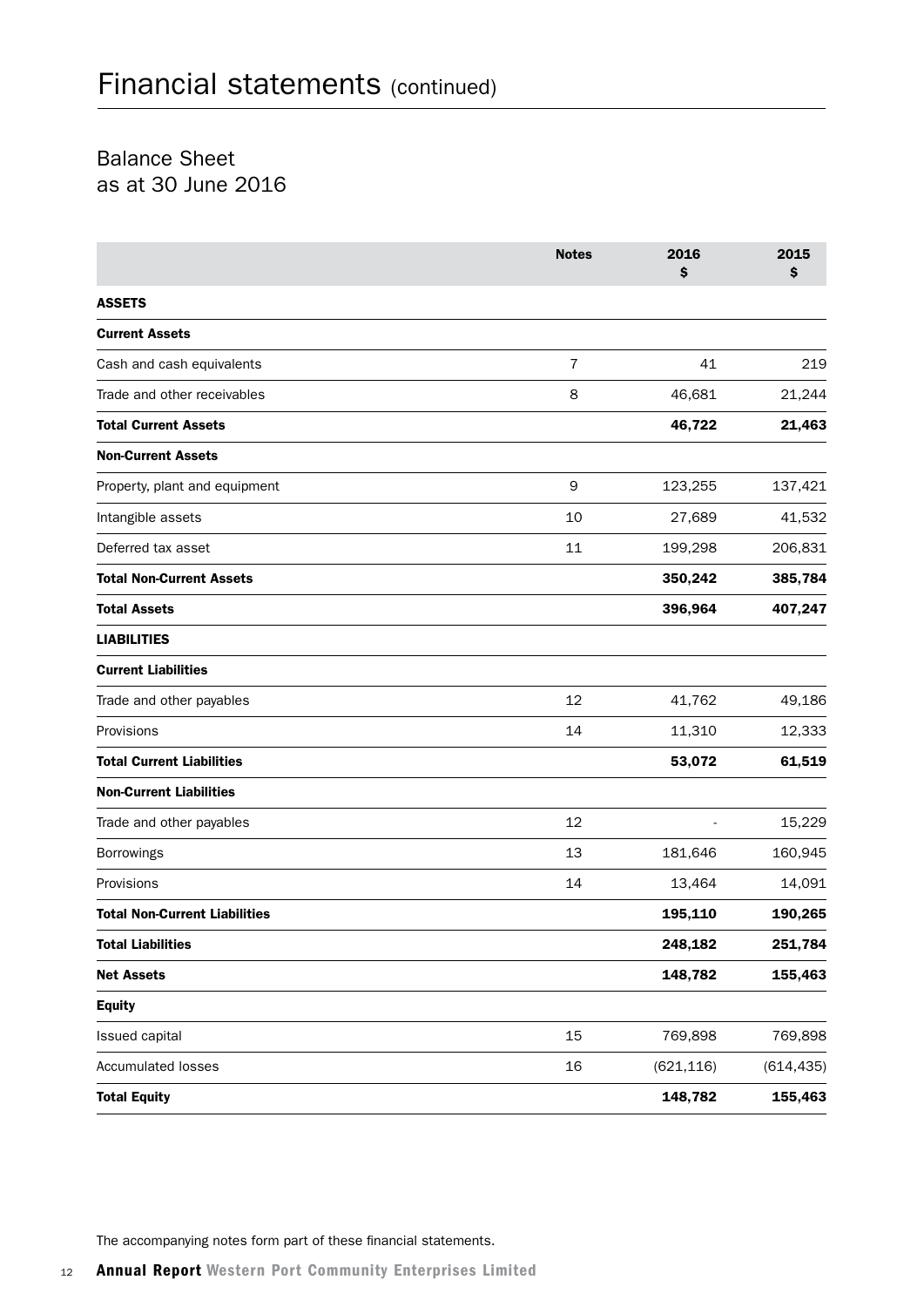# Financial statements (continued)

## Balance Sheet
as at 30 June 2016

| | Notes | 2016<br>$ | 2015<br>$ |
|---|---|---|---|
| **ASSETS** | | | |
| **Current Assets** | | | |
| Cash and cash equivalents | 7 | 41 | 219 |
| Trade and other receivables | 8 | 46,681 | 21,244 |
| **Total Current Assets** | | **46,722** | **21,463** |
| **Non-Current Assets** | | | |
| Property, plant and equipment | 9 | 123,255 | 137,421 |
| Intangible assets | 10 | 27,689 | 41,532 |
| Deferred tax asset | 11 | 199,298 | 206,831 |
| **Total Non-Current Assets** | | **350,242** | **385,784** |
| **Total Assets** | | **396,964** | **407,247** |
| **LIABILITIES** | | | |
| **Current Liabilities** | | | |
| Trade and other payables | 12 | 41,762 | 49,186 |
| Provisions | 14 | 11,310 | 12,333 |
| **Total Current Liabilities** | | **53,072** | **61,519** |
| **Non-Current Liabilities** | | | |
| Trade and other payables | 12 | - | 15,229 |
| Borrowings | 13 | 181,646 | 160,945 |
| Provisions | 14 | 13,464 | 14,091 |
| **Total Non-Current Liabilities** | | **195,110** | **190,265** |
| **Total Liabilities** | | **248,182** | **251,784** |
| **Net Assets** | | **148,782** | **155,463** |
| **Equity** | | | |
| Issued capital | 15 | 769,898 | 769,898 |
| Accumulated losses | 16 | (621,116) | (614,435) |
| **Total Equity** | | **148,782** | **155,463** |

The accompanying notes form part of these financial statements.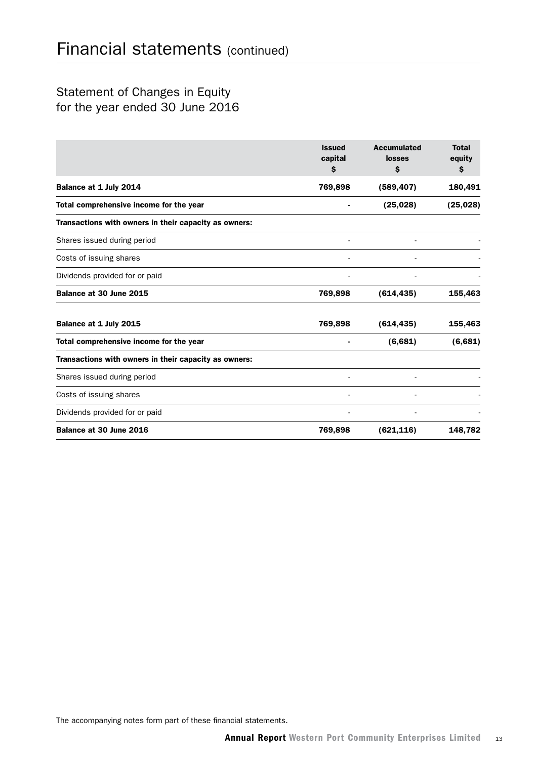# Financial statements (continued)

## Statement of Changes in Equity for the year ended 30 June 2016

| | Issued capital $ | Accumulated losses $ | Total equity $ |
|---|---|---|---|
| **Balance at 1 July 2014** | **769,898** | **(589,407)** | **180,491** |
| **Total comprehensive income for the year** | **-** | **(25,028)** | **(25,028)** |
| **Transactions with owners in their capacity as owners:** | | | |
| Shares issued during period | - | - | - |
| Costs of issuing shares | - | - | - |
| Dividends provided for or paid | - | - | - |
| **Balance at 30 June 2015** | **769,898** | **(614,435)** | **155,463** |
| | | | |
| **Balance at 1 July 2015** | **769,898** | **(614,435)** | **155,463** |
| **Total comprehensive income for the year** | **-** | **(6,681)** | **(6,681)** |
| **Transactions with owners in their capacity as owners:** | | | |
| Shares issued during period | - | - | - |
| Costs of issuing shares | - | - | - |
| Dividends provided for or paid | - | - | - |
| **Balance at 30 June 2016** | **769,898** | **(621,116)** | **148,782** |

The accompanying notes form part of these financial statements.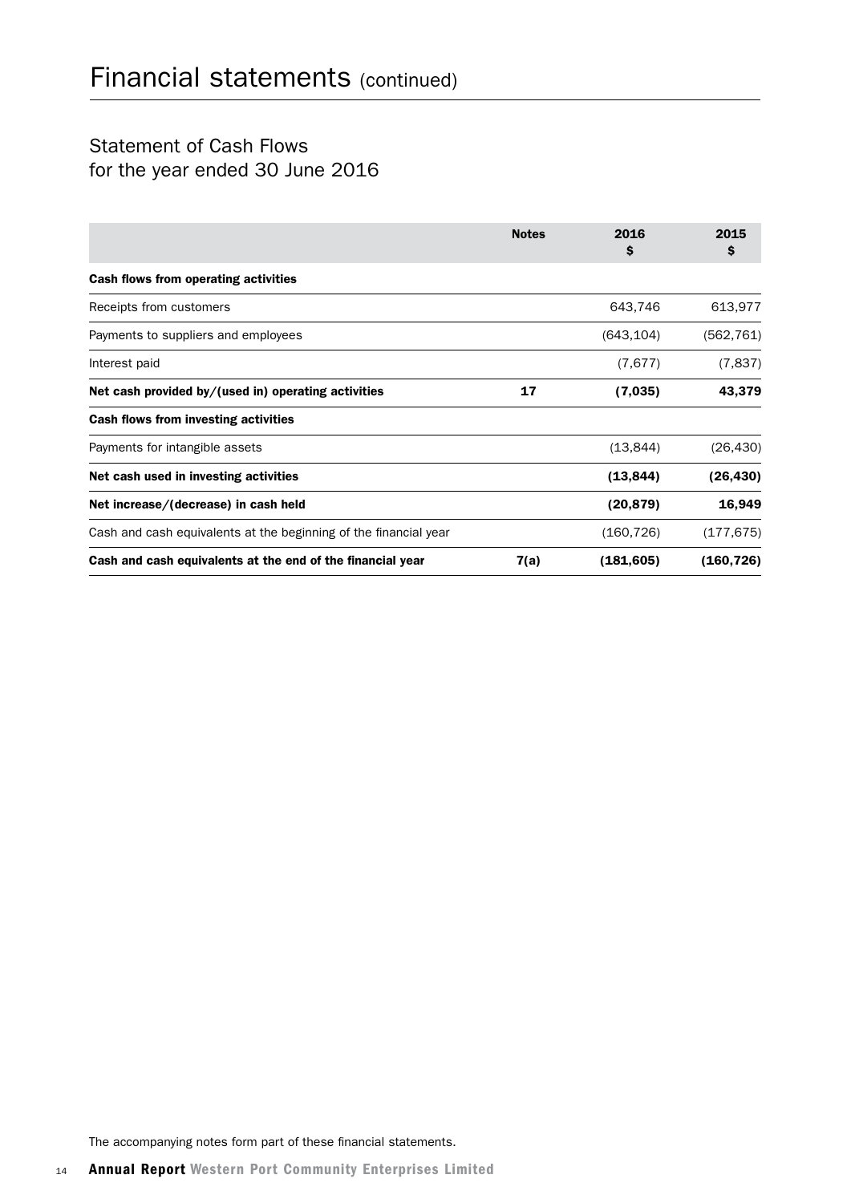# Financial statements (continued)

## Statement of Cash Flows for the year ended 30 June 2016

| | Notes | 2016 $ | 2015 $ |
|---|---|---|---|
| **Cash flows from operating activities** | | | |
| Receipts from customers | | 643,746 | 613,977 |
| Payments to suppliers and employees | | (643,104) | (562,761) |
| Interest paid | | (7,677) | (7,837) |
| **Net cash provided by/(used in) operating activities** | **17** | **(7,035)** | **43,379** |
| **Cash flows from investing activities** | | | |
| Payments for intangible assets | | (13,844) | (26,430) |
| **Net cash used in investing activities** | | **(13,844)** | **(26,430)** |
| **Net increase/(decrease) in cash held** | | **(20,879)** | **16,949** |
| Cash and cash equivalents at the beginning of the financial year | | (160,726) | (177,675) |
| **Cash and cash equivalents at the end of the financial year** | **7(a)** | **(181,605)** | **(160,726)** |

The accompanying notes form part of these financial statements.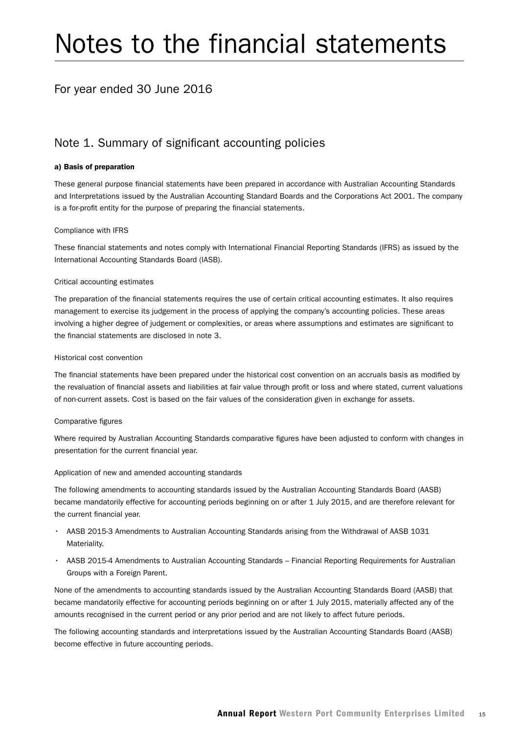# Notes to the financial statements

## For year ended 30 June 2016

## Note 1. Summary of significant accounting policies

**a) Basis of preparation**

These general purpose financial statements have been prepared in accordance with Australian Accounting Standards and Interpretations issued by the Australian Accounting Standard Boards and the Corporations Act 2001. The company is a for-profit entity for the purpose of preparing the financial statements.

Compliance with IFRS

These financial statements and notes comply with International Financial Reporting Standards (IFRS) as issued by the International Accounting Standards Board (IASB).

Critical accounting estimates

The preparation of the financial statements requires the use of certain critical accounting estimates. It also requires management to exercise its judgement in the process of applying the company's accounting policies. These areas involving a higher degree of judgement or complexities, or areas where assumptions and estimates are significant to the financial statements are disclosed in note 3.

Historical cost convention

The financial statements have been prepared under the historical cost convention on an accruals basis as modified by the revaluation of financial assets and liabilities at fair value through profit or loss and where stated, current valuations of non-current assets. Cost is based on the fair values of the consideration given in exchange for assets.

Comparative figures

Where required by Australian Accounting Standards comparative figures have been adjusted to conform with changes in presentation for the current financial year.

Application of new and amended accounting standards

The following amendments to accounting standards issued by the Australian Accounting Standards Board (AASB) became mandatorily effective for accounting periods beginning on or after 1 July 2015, and are therefore relevant for the current financial year.

- AASB 2015-3 Amendments to Australian Accounting Standards arising from the Withdrawal of AASB 1031 Materiality.
- AASB 2015-4 Amendments to Australian Accounting Standards – Financial Reporting Requirements for Australian Groups with a Foreign Parent.

None of the amendments to accounting standards issued by the Australian Accounting Standards Board (AASB) that became mandatorily effective for accounting periods beginning on or after 1 July 2015, materially affected any of the amounts recognised in the current period or any prior period and are not likely to affect future periods.

The following accounting standards and interpretations issued by the Australian Accounting Standards Board (AASB) become effective in future accounting periods.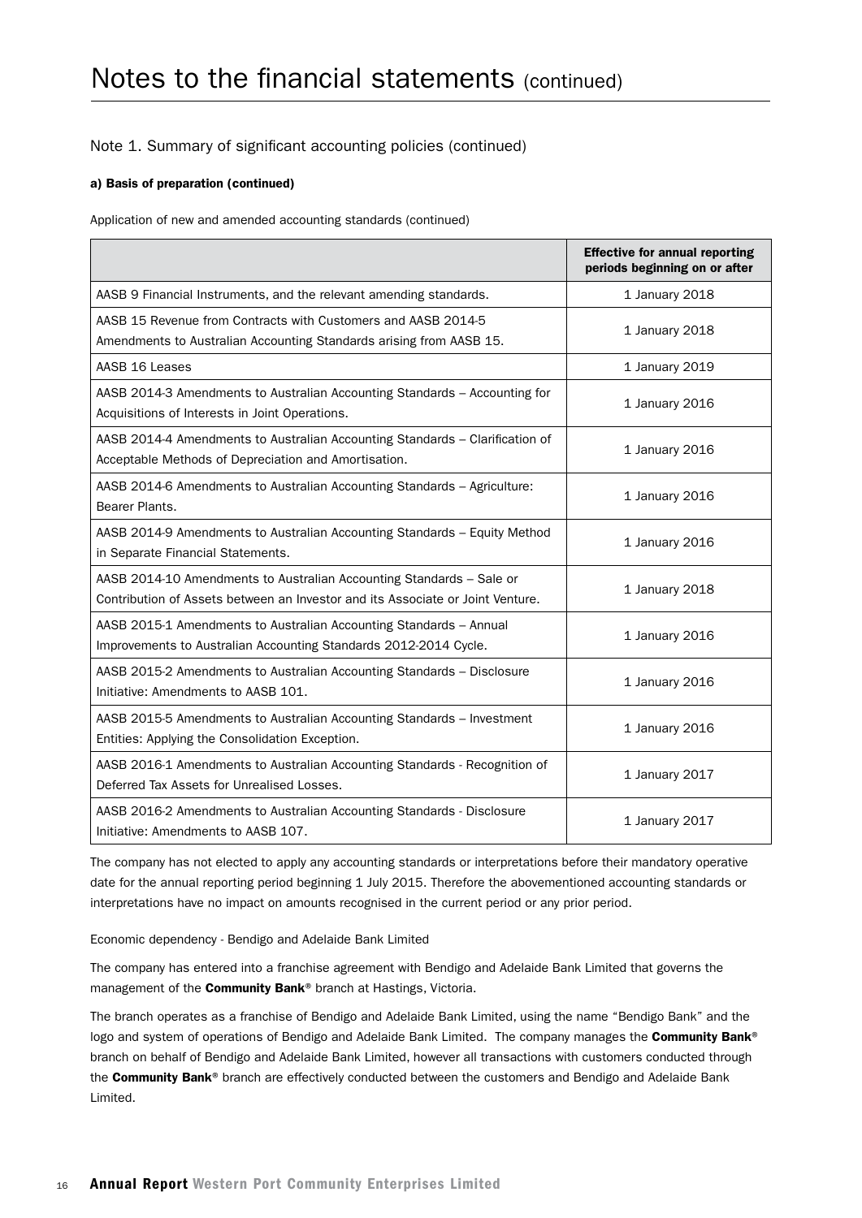# Notes to the financial statements (continued)

## Note 1. Summary of significant accounting policies (continued)

### a) Basis of preparation (continued)

Application of new and amended accounting standards (continued)

| | Effective for annual reporting periods beginning on or after |
|---|---|
| AASB 9 Financial Instruments, and the relevant amending standards. | 1 January 2018 |
| AASB 15 Revenue from Contracts with Customers and AASB 2014-5 Amendments to Australian Accounting Standards arising from AASB 15. | 1 January 2018 |
| AASB 16 Leases | 1 January 2019 |
| AASB 2014-3 Amendments to Australian Accounting Standards – Accounting for Acquisitions of Interests in Joint Operations. | 1 January 2016 |
| AASB 2014-4 Amendments to Australian Accounting Standards – Clarification of Acceptable Methods of Depreciation and Amortisation. | 1 January 2016 |
| AASB 2014-6 Amendments to Australian Accounting Standards – Agriculture: Bearer Plants. | 1 January 2016 |
| AASB 2014-9 Amendments to Australian Accounting Standards – Equity Method in Separate Financial Statements. | 1 January 2016 |
| AASB 2014-10 Amendments to Australian Accounting Standards – Sale or Contribution of Assets between an Investor and its Associate or Joint Venture. | 1 January 2018 |
| AASB 2015-1 Amendments to Australian Accounting Standards – Annual Improvements to Australian Accounting Standards 2012-2014 Cycle. | 1 January 2016 |
| AASB 2015-2 Amendments to Australian Accounting Standards – Disclosure Initiative: Amendments to AASB 101. | 1 January 2016 |
| AASB 2015-5 Amendments to Australian Accounting Standards – Investment Entities: Applying the Consolidation Exception. | 1 January 2016 |
| AASB 2016-1 Amendments to Australian Accounting Standards - Recognition of Deferred Tax Assets for Unrealised Losses. | 1 January 2017 |
| AASB 2016-2 Amendments to Australian Accounting Standards - Disclosure Initiative: Amendments to AASB 107. | 1 January 2017 |

The company has not elected to apply any accounting standards or interpretations before their mandatory operative date for the annual reporting period beginning 1 July 2015. Therefore the abovementioned accounting standards or interpretations have no impact on amounts recognised in the current period or any prior period.

Economic dependency - Bendigo and Adelaide Bank Limited

The company has entered into a franchise agreement with Bendigo and Adelaide Bank Limited that governs the management of the **Community Bank**® branch at Hastings, Victoria.

The branch operates as a franchise of Bendigo and Adelaide Bank Limited, using the name "Bendigo Bank" and the logo and system of operations of Bendigo and Adelaide Bank Limited. The company manages the **Community Bank**® branch on behalf of Bendigo and Adelaide Bank Limited, however all transactions with customers conducted through the **Community Bank**® branch are effectively conducted between the customers and Bendigo and Adelaide Bank Limited.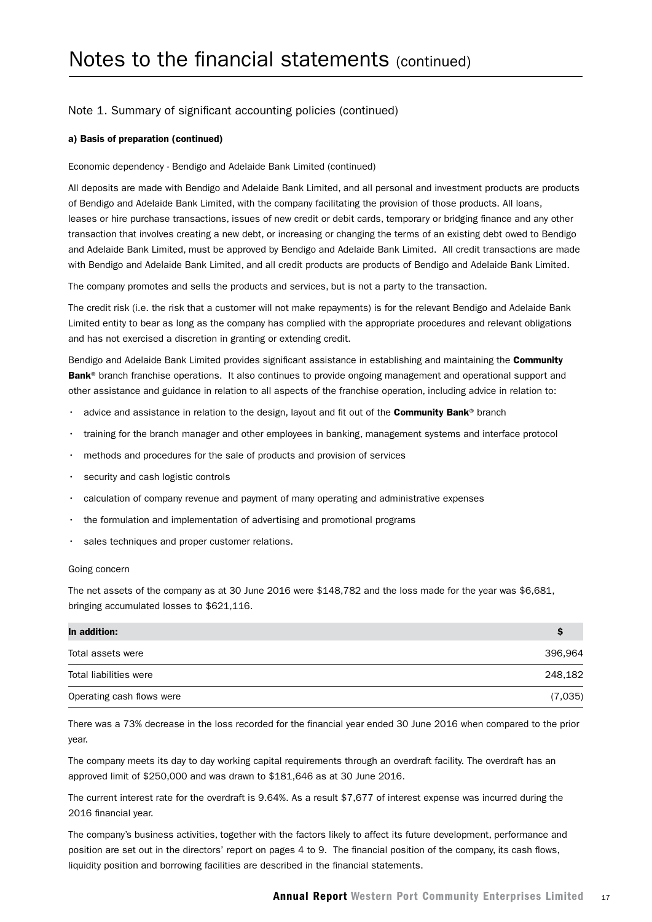# Notes to the financial statements (continued)

## Note 1. Summary of significant accounting policies (continued)

### a) Basis of preparation (continued)

Economic dependency - Bendigo and Adelaide Bank Limited (continued)

All deposits are made with Bendigo and Adelaide Bank Limited, and all personal and investment products are products of Bendigo and Adelaide Bank Limited, with the company facilitating the provision of those products. All loans, leases or hire purchase transactions, issues of new credit or debit cards, temporary or bridging finance and any other transaction that involves creating a new debt, or increasing or changing the terms of an existing debt owed to Bendigo and Adelaide Bank Limited, must be approved by Bendigo and Adelaide Bank Limited. All credit transactions are made with Bendigo and Adelaide Bank Limited, and all credit products are products of Bendigo and Adelaide Bank Limited.

The company promotes and sells the products and services, but is not a party to the transaction.

The credit risk (i.e. the risk that a customer will not make repayments) is for the relevant Bendigo and Adelaide Bank Limited entity to bear as long as the company has complied with the appropriate procedures and relevant obligations and has not exercised a discretion in granting or extending credit.

Bendigo and Adelaide Bank Limited provides significant assistance in establishing and maintaining the **Community Bank**® branch franchise operations. It also continues to provide ongoing management and operational support and other assistance and guidance in relation to all aspects of the franchise operation, including advice in relation to:

- advice and assistance in relation to the design, layout and fit out of the **Community Bank**® branch
- training for the branch manager and other employees in banking, management systems and interface protocol
- methods and procedures for the sale of products and provision of services
- security and cash logistic controls
- calculation of company revenue and payment of many operating and administrative expenses
- the formulation and implementation of advertising and promotional programs
- sales techniques and proper customer relations.

Going concern

The net assets of the company as at 30 June 2016 were $148,782 and the loss made for the year was $6,681, bringing accumulated losses to $621,116.

| In addition: | $ |
|---|---|
| Total assets were | 396,964 |
| Total liabilities were | 248,182 |
| Operating cash flows were | (7,035) |

There was a 73% decrease in the loss recorded for the financial year ended 30 June 2016 when compared to the prior year.

The company meets its day to day working capital requirements through an overdraft facility. The overdraft has an approved limit of $250,000 and was drawn to $181,646 as at 30 June 2016.

The current interest rate for the overdraft is 9.64%. As a result $7,677 of interest expense was incurred during the 2016 financial year.

The company's business activities, together with the factors likely to affect its future development, performance and position are set out in the directors' report on pages 4 to 9. The financial position of the company, its cash flows, liquidity position and borrowing facilities are described in the financial statements.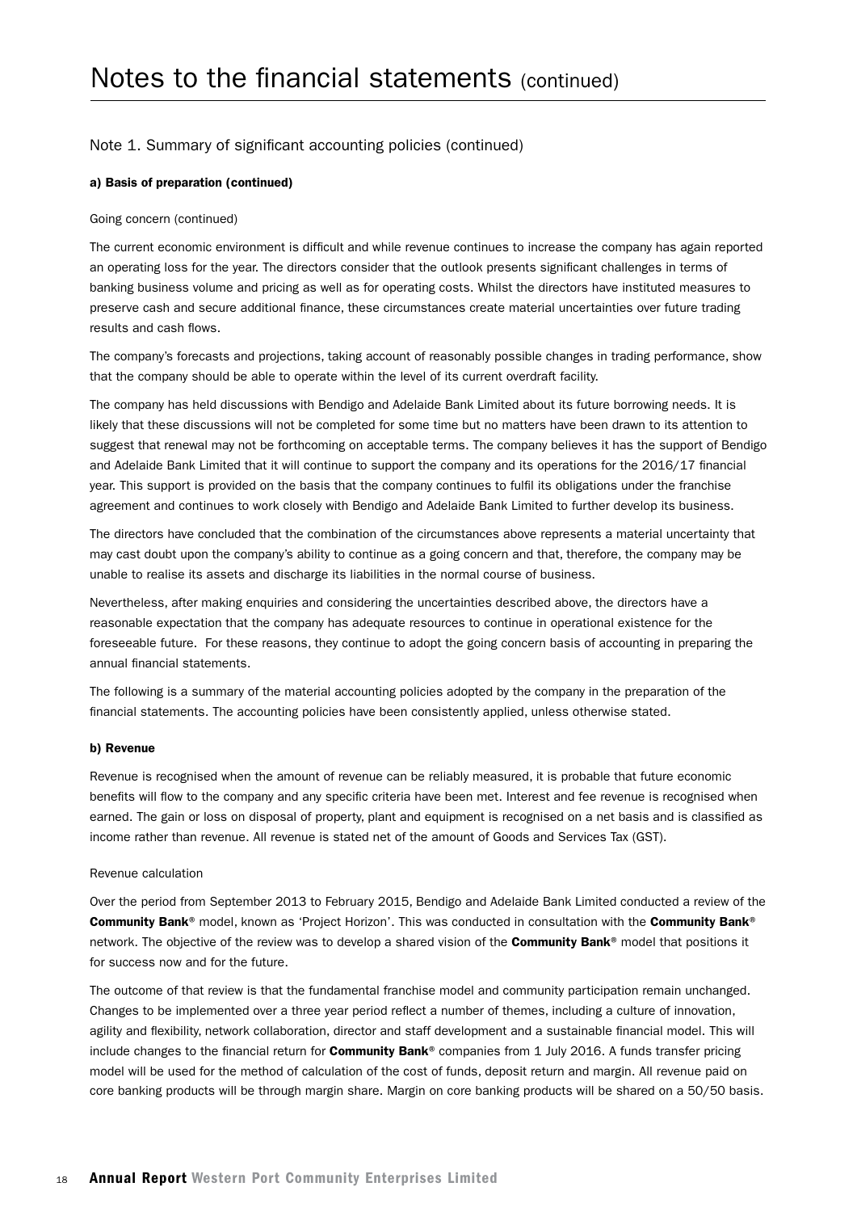# Notes to the financial statements (continued)

## Note 1. Summary of significant accounting policies (continued)

### a) Basis of preparation (continued)

Going concern (continued)

The current economic environment is difficult and while revenue continues to increase the company has again reported an operating loss for the year. The directors consider that the outlook presents significant challenges in terms of banking business volume and pricing as well as for operating costs. Whilst the directors have instituted measures to preserve cash and secure additional finance, these circumstances create material uncertainties over future trading results and cash flows.

The company's forecasts and projections, taking account of reasonably possible changes in trading performance, show that the company should be able to operate within the level of its current overdraft facility.

The company has held discussions with Bendigo and Adelaide Bank Limited about its future borrowing needs. It is likely that these discussions will not be completed for some time but no matters have been drawn to its attention to suggest that renewal may not be forthcoming on acceptable terms. The company believes it has the support of Bendigo and Adelaide Bank Limited that it will continue to support the company and its operations for the 2016/17 financial year. This support is provided on the basis that the company continues to fulfil its obligations under the franchise agreement and continues to work closely with Bendigo and Adelaide Bank Limited to further develop its business.

The directors have concluded that the combination of the circumstances above represents a material uncertainty that may cast doubt upon the company's ability to continue as a going concern and that, therefore, the company may be unable to realise its assets and discharge its liabilities in the normal course of business.

Nevertheless, after making enquiries and considering the uncertainties described above, the directors have a reasonable expectation that the company has adequate resources to continue in operational existence for the foreseeable future. For these reasons, they continue to adopt the going concern basis of accounting in preparing the annual financial statements.

The following is a summary of the material accounting policies adopted by the company in the preparation of the financial statements. The accounting policies have been consistently applied, unless otherwise stated.

### b) Revenue

Revenue is recognised when the amount of revenue can be reliably measured, it is probable that future economic benefits will flow to the company and any specific criteria have been met. Interest and fee revenue is recognised when earned. The gain or loss on disposal of property, plant and equipment is recognised on a net basis and is classified as income rather than revenue. All revenue is stated net of the amount of Goods and Services Tax (GST).

Revenue calculation

Over the period from September 2013 to February 2015, Bendigo and Adelaide Bank Limited conducted a review of the **Community Bank**® model, known as 'Project Horizon'. This was conducted in consultation with the **Community Bank**® network. The objective of the review was to develop a shared vision of the **Community Bank**® model that positions it for success now and for the future.

The outcome of that review is that the fundamental franchise model and community participation remain unchanged. Changes to be implemented over a three year period reflect a number of themes, including a culture of innovation, agility and flexibility, network collaboration, director and staff development and a sustainable financial model. This will include changes to the financial return for **Community Bank**® companies from 1 July 2016. A funds transfer pricing model will be used for the method of calculation of the cost of funds, deposit return and margin. All revenue paid on core banking products will be through margin share. Margin on core banking products will be shared on a 50/50 basis.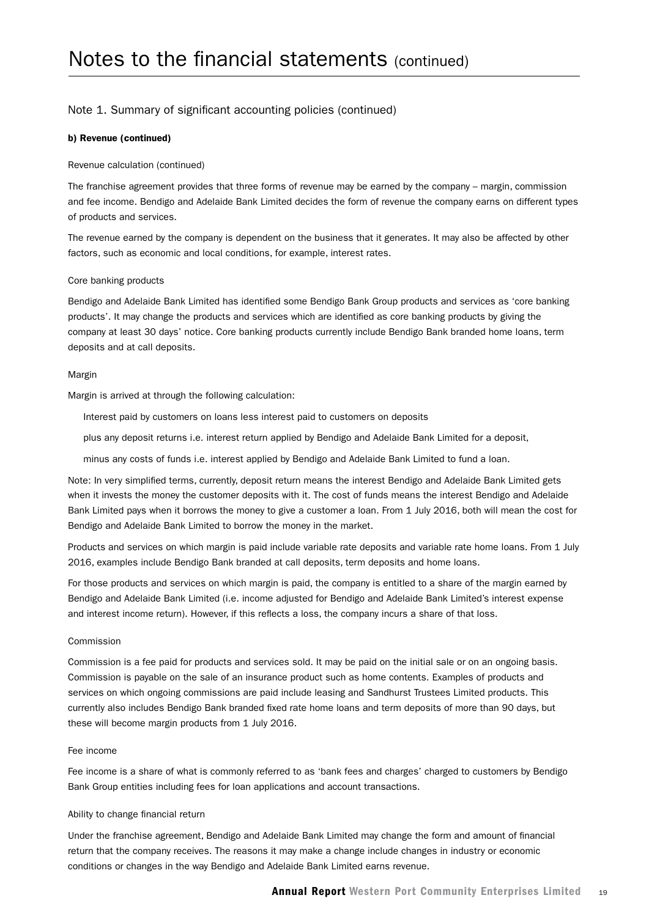# Notes to the financial statements (continued)

## Note 1. Summary of significant accounting policies (continued)

**b) Revenue (continued)**

Revenue calculation (continued)

The franchise agreement provides that three forms of revenue may be earned by the company – margin, commission and fee income. Bendigo and Adelaide Bank Limited decides the form of revenue the company earns on different types of products and services.

The revenue earned by the company is dependent on the business that it generates. It may also be affected by other factors, such as economic and local conditions, for example, interest rates.

Core banking products

Bendigo and Adelaide Bank Limited has identified some Bendigo Bank Group products and services as 'core banking products'. It may change the products and services which are identified as core banking products by giving the company at least 30 days' notice. Core banking products currently include Bendigo Bank branded home loans, term deposits and at call deposits.

Margin

Margin is arrived at through the following calculation:

Interest paid by customers on loans less interest paid to customers on deposits

plus any deposit returns i.e. interest return applied by Bendigo and Adelaide Bank Limited for a deposit,

minus any costs of funds i.e. interest applied by Bendigo and Adelaide Bank Limited to fund a loan.

Note: In very simplified terms, currently, deposit return means the interest Bendigo and Adelaide Bank Limited gets when it invests the money the customer deposits with it. The cost of funds means the interest Bendigo and Adelaide Bank Limited pays when it borrows the money to give a customer a loan. From 1 July 2016, both will mean the cost for Bendigo and Adelaide Bank Limited to borrow the money in the market.

Products and services on which margin is paid include variable rate deposits and variable rate home loans. From 1 July 2016, examples include Bendigo Bank branded at call deposits, term deposits and home loans.

For those products and services on which margin is paid, the company is entitled to a share of the margin earned by Bendigo and Adelaide Bank Limited (i.e. income adjusted for Bendigo and Adelaide Bank Limited's interest expense and interest income return). However, if this reflects a loss, the company incurs a share of that loss.

Commission

Commission is a fee paid for products and services sold. It may be paid on the initial sale or on an ongoing basis. Commission is payable on the sale of an insurance product such as home contents. Examples of products and services on which ongoing commissions are paid include leasing and Sandhurst Trustees Limited products. This currently also includes Bendigo Bank branded fixed rate home loans and term deposits of more than 90 days, but these will become margin products from 1 July 2016.

Fee income

Fee income is a share of what is commonly referred to as 'bank fees and charges' charged to customers by Bendigo Bank Group entities including fees for loan applications and account transactions.

Ability to change financial return

Under the franchise agreement, Bendigo and Adelaide Bank Limited may change the form and amount of financial return that the company receives. The reasons it may make a change include changes in industry or economic conditions or changes in the way Bendigo and Adelaide Bank Limited earns revenue.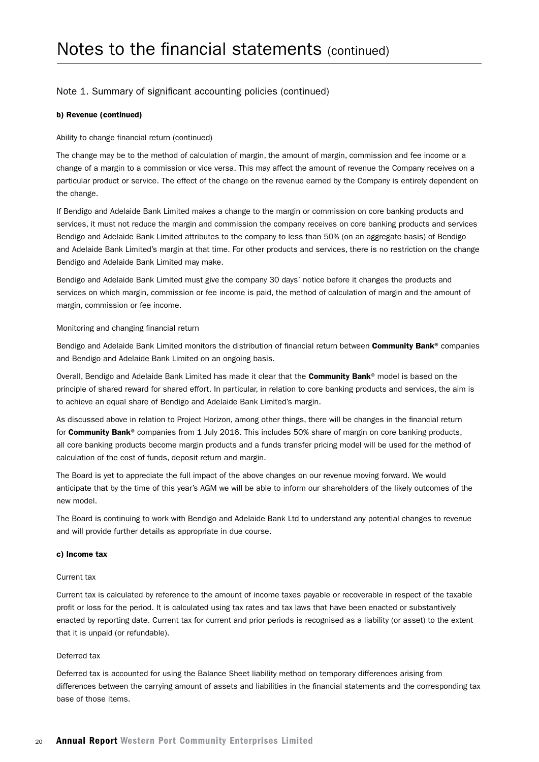# Notes to the financial statements (continued)

## Note 1. Summary of significant accounting policies (continued)

### b) Revenue (continued)

Ability to change financial return (continued)

The change may be to the method of calculation of margin, the amount of margin, commission and fee income or a change of a margin to a commission or vice versa. This may affect the amount of revenue the Company receives on a particular product or service. The effect of the change on the revenue earned by the Company is entirely dependent on the change.

If Bendigo and Adelaide Bank Limited makes a change to the margin or commission on core banking products and services, it must not reduce the margin and commission the company receives on core banking products and services Bendigo and Adelaide Bank Limited attributes to the company to less than 50% (on an aggregate basis) of Bendigo and Adelaide Bank Limited's margin at that time. For other products and services, there is no restriction on the change Bendigo and Adelaide Bank Limited may make.

Bendigo and Adelaide Bank Limited must give the company 30 days' notice before it changes the products and services on which margin, commission or fee income is paid, the method of calculation of margin and the amount of margin, commission or fee income.

Monitoring and changing financial return

Bendigo and Adelaide Bank Limited monitors the distribution of financial return between **Community Bank**® companies and Bendigo and Adelaide Bank Limited on an ongoing basis.

Overall, Bendigo and Adelaide Bank Limited has made it clear that the **Community Bank**® model is based on the principle of shared reward for shared effort. In particular, in relation to core banking products and services, the aim is to achieve an equal share of Bendigo and Adelaide Bank Limited's margin.

As discussed above in relation to Project Horizon, among other things, there will be changes in the financial return for **Community Bank**® companies from 1 July 2016. This includes 50% share of margin on core banking products, all core banking products become margin products and a funds transfer pricing model will be used for the method of calculation of the cost of funds, deposit return and margin.

The Board is yet to appreciate the full impact of the above changes on our revenue moving forward. We would anticipate that by the time of this year's AGM we will be able to inform our shareholders of the likely outcomes of the new model.

The Board is continuing to work with Bendigo and Adelaide Bank Ltd to understand any potential changes to revenue and will provide further details as appropriate in due course.

### c) Income tax

Current tax

Current tax is calculated by reference to the amount of income taxes payable or recoverable in respect of the taxable profit or loss for the period. It is calculated using tax rates and tax laws that have been enacted or substantively enacted by reporting date. Current tax for current and prior periods is recognised as a liability (or asset) to the extent that it is unpaid (or refundable).

Deferred tax

Deferred tax is accounted for using the Balance Sheet liability method on temporary differences arising from differences between the carrying amount of assets and liabilities in the financial statements and the corresponding tax base of those items.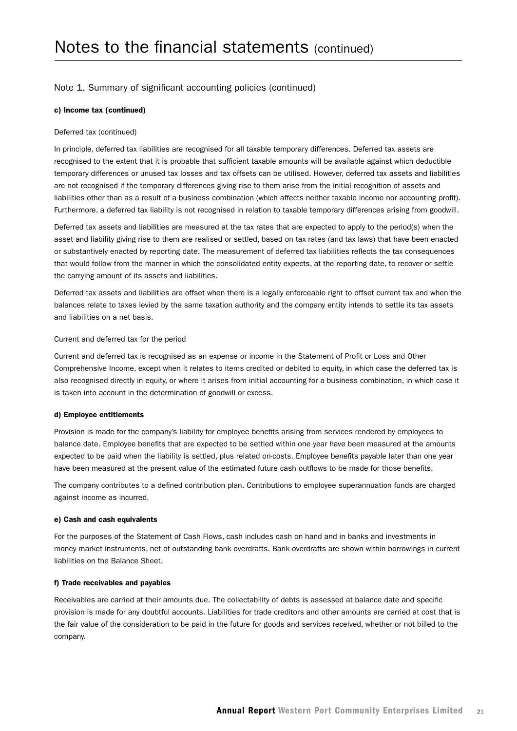# Notes to the financial statements (continued)

## Note 1. Summary of significant accounting policies (continued)

**c) Income tax (continued)**

Deferred tax (continued)

In principle, deferred tax liabilities are recognised for all taxable temporary differences. Deferred tax assets are recognised to the extent that it is probable that sufficient taxable amounts will be available against which deductible temporary differences or unused tax losses and tax offsets can be utilised. However, deferred tax assets and liabilities are not recognised if the temporary differences giving rise to them arise from the initial recognition of assets and liabilities other than as a result of a business combination (which affects neither taxable income nor accounting profit). Furthermore, a deferred tax liability is not recognised in relation to taxable temporary differences arising from goodwill.

Deferred tax assets and liabilities are measured at the tax rates that are expected to apply to the period(s) when the asset and liability giving rise to them are realised or settled, based on tax rates (and tax laws) that have been enacted or substantively enacted by reporting date. The measurement of deferred tax liabilities reflects the tax consequences that would follow from the manner in which the consolidated entity expects, at the reporting date, to recover or settle the carrying amount of its assets and liabilities.

Deferred tax assets and liabilities are offset when there is a legally enforceable right to offset current tax and when the balances relate to taxes levied by the same taxation authority and the company entity intends to settle its tax assets and liabilities on a net basis.

Current and deferred tax for the period

Current and deferred tax is recognised as an expense or income in the Statement of Profit or Loss and Other Comprehensive Income, except when it relates to items credited or debited to equity, in which case the deferred tax is also recognised directly in equity, or where it arises from initial accounting for a business combination, in which case it is taken into account in the determination of goodwill or excess.

**d) Employee entitlements**

Provision is made for the company's liability for employee benefits arising from services rendered by employees to balance date. Employee benefits that are expected to be settled within one year have been measured at the amounts expected to be paid when the liability is settled, plus related on-costs. Employee benefits payable later than one year have been measured at the present value of the estimated future cash outflows to be made for those benefits.

The company contributes to a defined contribution plan. Contributions to employee superannuation funds are charged against income as incurred.

**e) Cash and cash equivalents**

For the purposes of the Statement of Cash Flows, cash includes cash on hand and in banks and investments in money market instruments, net of outstanding bank overdrafts. Bank overdrafts are shown within borrowings in current liabilities on the Balance Sheet.

**f) Trade receivables and payables**

Receivables are carried at their amounts due. The collectability of debts is assessed at balance date and specific provision is made for any doubtful accounts. Liabilities for trade creditors and other amounts are carried at cost that is the fair value of the consideration to be paid in the future for goods and services received, whether or not billed to the company.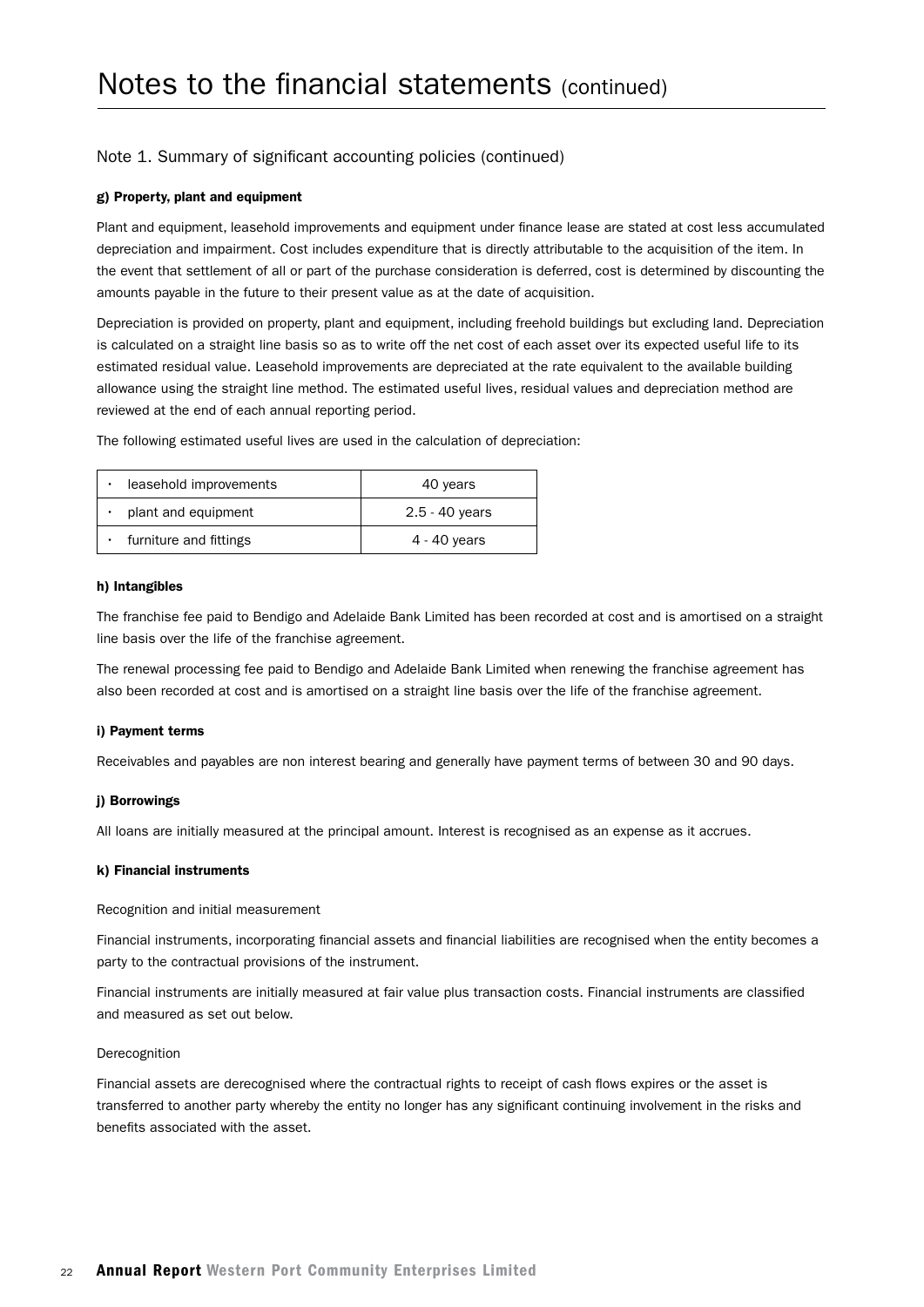# Notes to the financial statements (continued)

## Note 1. Summary of significant accounting policies (continued)

### g) Property, plant and equipment

Plant and equipment, leasehold improvements and equipment under finance lease are stated at cost less accumulated depreciation and impairment. Cost includes expenditure that is directly attributable to the acquisition of the item. In the event that settlement of all or part of the purchase consideration is deferred, cost is determined by discounting the amounts payable in the future to their present value as at the date of acquisition.

Depreciation is provided on property, plant and equipment, including freehold buildings but excluding land. Depreciation is calculated on a straight line basis so as to write off the net cost of each asset over its expected useful life to its estimated residual value. Leasehold improvements are depreciated at the rate equivalent to the available building allowance using the straight line method. The estimated useful lives, residual values and depreciation method are reviewed at the end of each annual reporting period.

The following estimated useful lives are used in the calculation of depreciation:

| | |
|---|---|
| • leasehold improvements | 40 years |
| • plant and equipment | 2.5 - 40 years |
| • furniture and fittings | 4 - 40 years |

### h) Intangibles

The franchise fee paid to Bendigo and Adelaide Bank Limited has been recorded at cost and is amortised on a straight line basis over the life of the franchise agreement.

The renewal processing fee paid to Bendigo and Adelaide Bank Limited when renewing the franchise agreement has also been recorded at cost and is amortised on a straight line basis over the life of the franchise agreement.

### i) Payment terms

Receivables and payables are non interest bearing and generally have payment terms of between 30 and 90 days.

### j) Borrowings

All loans are initially measured at the principal amount. Interest is recognised as an expense as it accrues.

### k) Financial instruments

Recognition and initial measurement

Financial instruments, incorporating financial assets and financial liabilities are recognised when the entity becomes a party to the contractual provisions of the instrument.

Financial instruments are initially measured at fair value plus transaction costs. Financial instruments are classified and measured as set out below.

Derecognition

Financial assets are derecognised where the contractual rights to receipt of cash flows expires or the asset is transferred to another party whereby the entity no longer has any significant continuing involvement in the risks and benefits associated with the asset.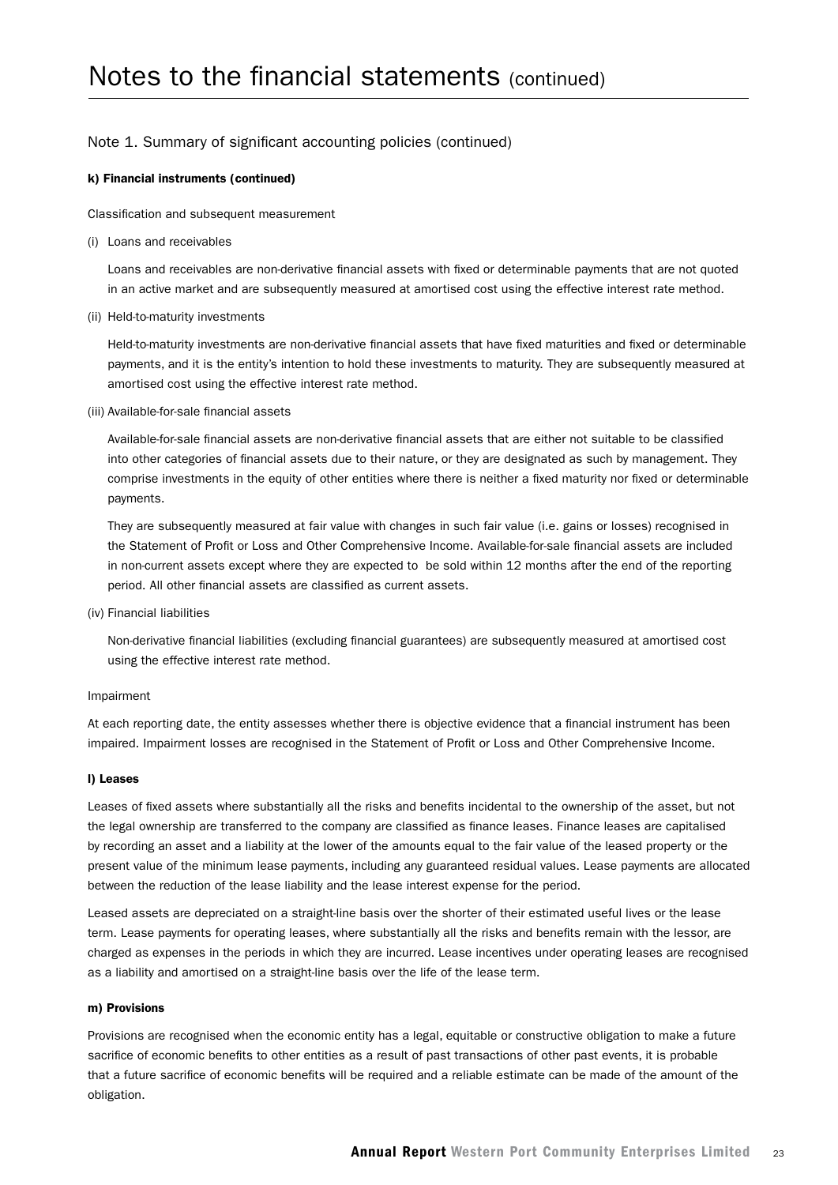# Notes to the financial statements (continued)

## Note 1. Summary of significant accounting policies (continued)

### k) Financial instruments (continued)

Classification and subsequent measurement

(i) Loans and receivables

Loans and receivables are non-derivative financial assets with fixed or determinable payments that are not quoted in an active market and are subsequently measured at amortised cost using the effective interest rate method.

(ii) Held-to-maturity investments

Held-to-maturity investments are non-derivative financial assets that have fixed maturities and fixed or determinable payments, and it is the entity's intention to hold these investments to maturity. They are subsequently measured at amortised cost using the effective interest rate method.

(iii) Available-for-sale financial assets

Available-for-sale financial assets are non-derivative financial assets that are either not suitable to be classified into other categories of financial assets due to their nature, or they are designated as such by management. They comprise investments in the equity of other entities where there is neither a fixed maturity nor fixed or determinable payments.

They are subsequently measured at fair value with changes in such fair value (i.e. gains or losses) recognised in the Statement of Profit or Loss and Other Comprehensive Income. Available-for-sale financial assets are included in non-current assets except where they are expected to be sold within 12 months after the end of the reporting period. All other financial assets are classified as current assets.

(iv) Financial liabilities

Non-derivative financial liabilities (excluding financial guarantees) are subsequently measured at amortised cost using the effective interest rate method.

Impairment

At each reporting date, the entity assesses whether there is objective evidence that a financial instrument has been impaired. Impairment losses are recognised in the Statement of Profit or Loss and Other Comprehensive Income.

### l) Leases

Leases of fixed assets where substantially all the risks and benefits incidental to the ownership of the asset, but not the legal ownership are transferred to the company are classified as finance leases. Finance leases are capitalised by recording an asset and a liability at the lower of the amounts equal to the fair value of the leased property or the present value of the minimum lease payments, including any guaranteed residual values. Lease payments are allocated between the reduction of the lease liability and the lease interest expense for the period.

Leased assets are depreciated on a straight-line basis over the shorter of their estimated useful lives or the lease term. Lease payments for operating leases, where substantially all the risks and benefits remain with the lessor, are charged as expenses in the periods in which they are incurred. Lease incentives under operating leases are recognised as a liability and amortised on a straight-line basis over the life of the lease term.

### m) Provisions

Provisions are recognised when the economic entity has a legal, equitable or constructive obligation to make a future sacrifice of economic benefits to other entities as a result of past transactions of other past events, it is probable that a future sacrifice of economic benefits will be required and a reliable estimate can be made of the amount of the obligation.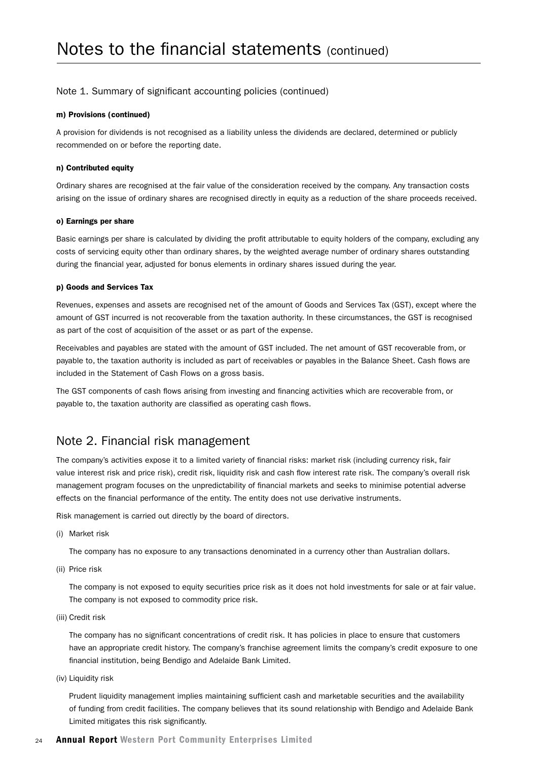# Notes to the financial statements (continued)

## Note 1. Summary of significant accounting policies (continued)

**m) Provisions (continued)**

A provision for dividends is not recognised as a liability unless the dividends are declared, determined or publicly recommended on or before the reporting date.

**n) Contributed equity**

Ordinary shares are recognised at the fair value of the consideration received by the company. Any transaction costs arising on the issue of ordinary shares are recognised directly in equity as a reduction of the share proceeds received.

**o) Earnings per share**

Basic earnings per share is calculated by dividing the profit attributable to equity holders of the company, excluding any costs of servicing equity other than ordinary shares, by the weighted average number of ordinary shares outstanding during the financial year, adjusted for bonus elements in ordinary shares issued during the year.

**p) Goods and Services Tax**

Revenues, expenses and assets are recognised net of the amount of Goods and Services Tax (GST), except where the amount of GST incurred is not recoverable from the taxation authority. In these circumstances, the GST is recognised as part of the cost of acquisition of the asset or as part of the expense.

Receivables and payables are stated with the amount of GST included. The net amount of GST recoverable from, or payable to, the taxation authority is included as part of receivables or payables in the Balance Sheet. Cash flows are included in the Statement of Cash Flows on a gross basis.

The GST components of cash flows arising from investing and financing activities which are recoverable from, or payable to, the taxation authority are classified as operating cash flows.

## Note 2. Financial risk management

The company's activities expose it to a limited variety of financial risks: market risk (including currency risk, fair value interest risk and price risk), credit risk, liquidity risk and cash flow interest rate risk. The company's overall risk management program focuses on the unpredictability of financial markets and seeks to minimise potential adverse effects on the financial performance of the entity. The entity does not use derivative instruments.

Risk management is carried out directly by the board of directors.

(i) Market risk

The company has no exposure to any transactions denominated in a currency other than Australian dollars.

(ii) Price risk

The company is not exposed to equity securities price risk as it does not hold investments for sale or at fair value. The company is not exposed to commodity price risk.

(iii) Credit risk

The company has no significant concentrations of credit risk. It has policies in place to ensure that customers have an appropriate credit history. The company's franchise agreement limits the company's credit exposure to one financial institution, being Bendigo and Adelaide Bank Limited.

(iv) Liquidity risk

Prudent liquidity management implies maintaining sufficient cash and marketable securities and the availability of funding from credit facilities. The company believes that its sound relationship with Bendigo and Adelaide Bank Limited mitigates this risk significantly.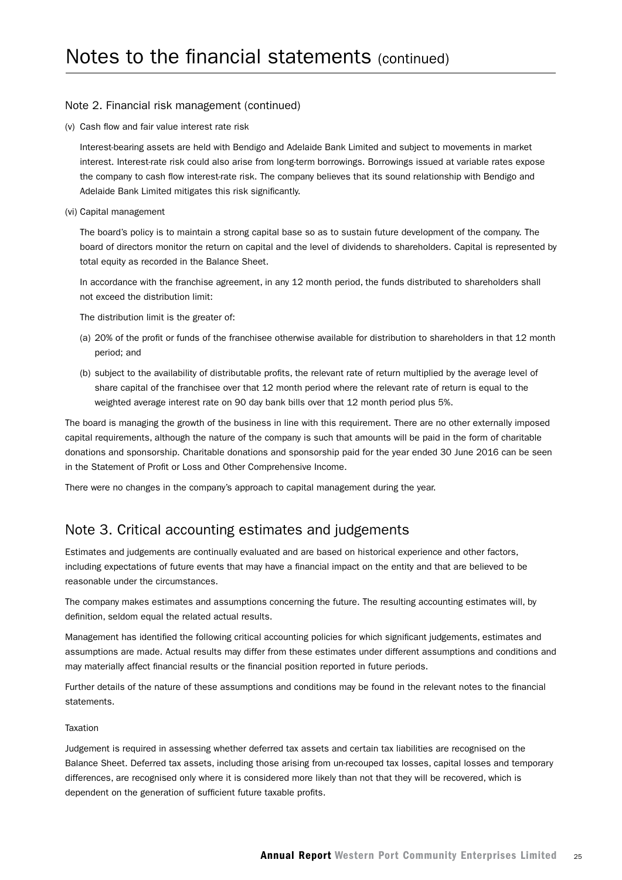# Notes to the financial statements (continued)

## Note 2. Financial risk management (continued)

(v) Cash flow and fair value interest rate risk

Interest-bearing assets are held with Bendigo and Adelaide Bank Limited and subject to movements in market interest. Interest-rate risk could also arise from long-term borrowings. Borrowings issued at variable rates expose the company to cash flow interest-rate risk. The company believes that its sound relationship with Bendigo and Adelaide Bank Limited mitigates this risk significantly.

(vi) Capital management

The board's policy is to maintain a strong capital base so as to sustain future development of the company. The board of directors monitor the return on capital and the level of dividends to shareholders. Capital is represented by total equity as recorded in the Balance Sheet.

In accordance with the franchise agreement, in any 12 month period, the funds distributed to shareholders shall not exceed the distribution limit:

The distribution limit is the greater of:

(a) 20% of the profit or funds of the franchisee otherwise available for distribution to shareholders in that 12 month period; and

(b) subject to the availability of distributable profits, the relevant rate of return multiplied by the average level of share capital of the franchisee over that 12 month period where the relevant rate of return is equal to the weighted average interest rate on 90 day bank bills over that 12 month period plus 5%.

The board is managing the growth of the business in line with this requirement. There are no other externally imposed capital requirements, although the nature of the company is such that amounts will be paid in the form of charitable donations and sponsorship. Charitable donations and sponsorship paid for the year ended 30 June 2016 can be seen in the Statement of Profit or Loss and Other Comprehensive Income.

There were no changes in the company's approach to capital management during the year.

## Note 3. Critical accounting estimates and judgements

Estimates and judgements are continually evaluated and are based on historical experience and other factors, including expectations of future events that may have a financial impact on the entity and that are believed to be reasonable under the circumstances.

The company makes estimates and assumptions concerning the future. The resulting accounting estimates will, by definition, seldom equal the related actual results.

Management has identified the following critical accounting policies for which significant judgements, estimates and assumptions are made. Actual results may differ from these estimates under different assumptions and conditions and may materially affect financial results or the financial position reported in future periods.

Further details of the nature of these assumptions and conditions may be found in the relevant notes to the financial statements.

Taxation

Judgement is required in assessing whether deferred tax assets and certain tax liabilities are recognised on the Balance Sheet. Deferred tax assets, including those arising from un-recouped tax losses, capital losses and temporary differences, are recognised only where it is considered more likely than not that they will be recovered, which is dependent on the generation of sufficient future taxable profits.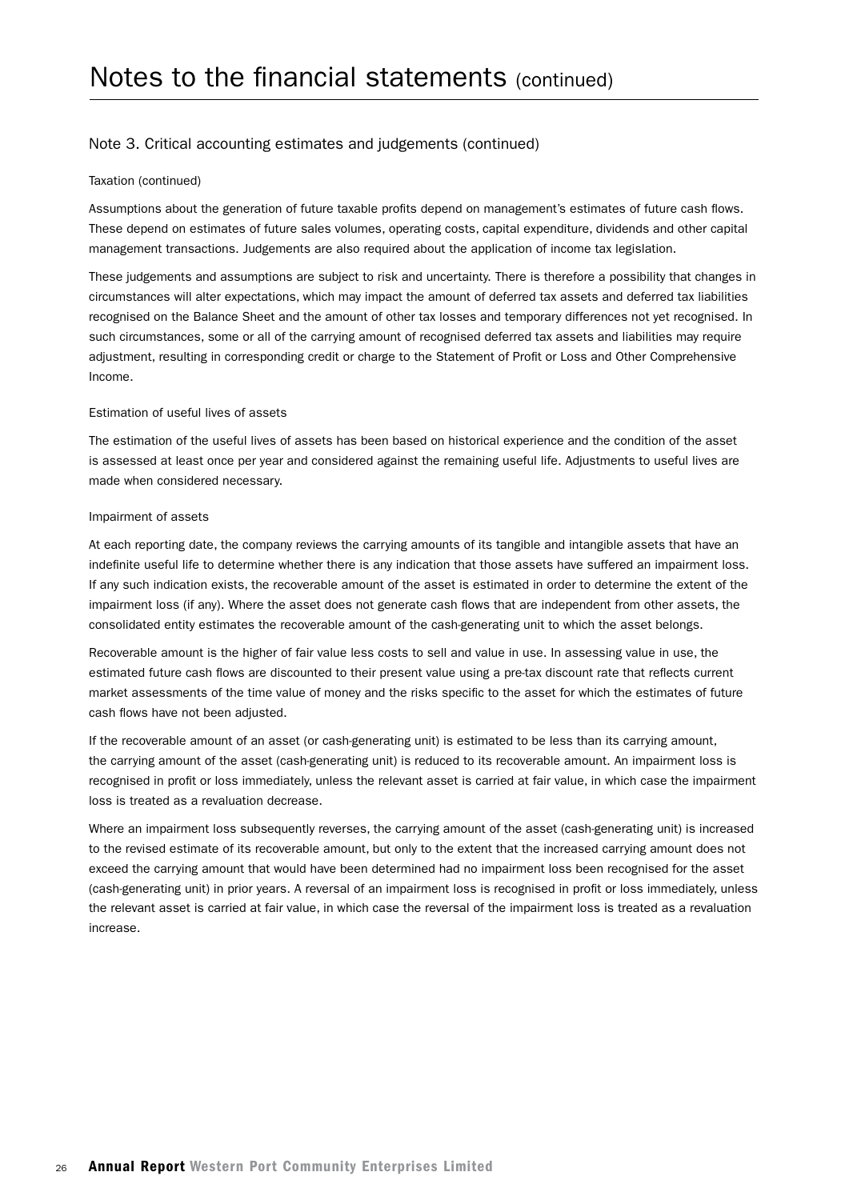# Notes to the financial statements (continued)

## Note 3. Critical accounting estimates and judgements (continued)

Taxation (continued)

Assumptions about the generation of future taxable profits depend on management's estimates of future cash flows. These depend on estimates of future sales volumes, operating costs, capital expenditure, dividends and other capital management transactions. Judgements are also required about the application of income tax legislation.

These judgements and assumptions are subject to risk and uncertainty. There is therefore a possibility that changes in circumstances will alter expectations, which may impact the amount of deferred tax assets and deferred tax liabilities recognised on the Balance Sheet and the amount of other tax losses and temporary differences not yet recognised. In such circumstances, some or all of the carrying amount of recognised deferred tax assets and liabilities may require adjustment, resulting in corresponding credit or charge to the Statement of Profit or Loss and Other Comprehensive Income.

Estimation of useful lives of assets

The estimation of the useful lives of assets has been based on historical experience and the condition of the asset is assessed at least once per year and considered against the remaining useful life. Adjustments to useful lives are made when considered necessary.

Impairment of assets

At each reporting date, the company reviews the carrying amounts of its tangible and intangible assets that have an indefinite useful life to determine whether there is any indication that those assets have suffered an impairment loss. If any such indication exists, the recoverable amount of the asset is estimated in order to determine the extent of the impairment loss (if any). Where the asset does not generate cash flows that are independent from other assets, the consolidated entity estimates the recoverable amount of the cash-generating unit to which the asset belongs.

Recoverable amount is the higher of fair value less costs to sell and value in use. In assessing value in use, the estimated future cash flows are discounted to their present value using a pre-tax discount rate that reflects current market assessments of the time value of money and the risks specific to the asset for which the estimates of future cash flows have not been adjusted.

If the recoverable amount of an asset (or cash-generating unit) is estimated to be less than its carrying amount, the carrying amount of the asset (cash-generating unit) is reduced to its recoverable amount. An impairment loss is recognised in profit or loss immediately, unless the relevant asset is carried at fair value, in which case the impairment loss is treated as a revaluation decrease.

Where an impairment loss subsequently reverses, the carrying amount of the asset (cash-generating unit) is increased to the revised estimate of its recoverable amount, but only to the extent that the increased carrying amount does not exceed the carrying amount that would have been determined had no impairment loss been recognised for the asset (cash-generating unit) in prior years. A reversal of an impairment loss is recognised in profit or loss immediately, unless the relevant asset is carried at fair value, in which case the reversal of the impairment loss is treated as a revaluation increase.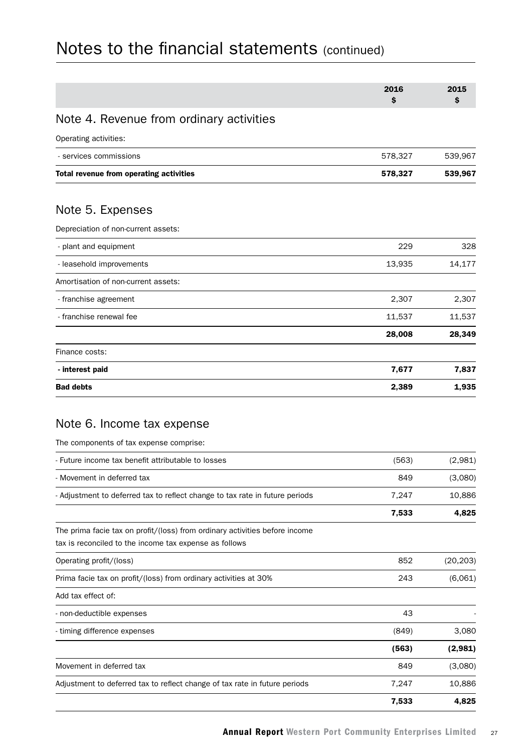# Notes to the financial statements (continued)

| | 2016<br>$ | 2015<br>$ |
|---|---|---|

## Note 4. Revenue from ordinary activities

| | 2016 $ | 2015 $ |
|---|---|---|
| Operating activities: | | |
| - services commissions | 578,327 | 539,967 |
| **Total revenue from operating activities** | **578,327** | **539,967** |

## Note 5. Expenses

| | 2016 $ | 2015 $ |
|---|---|---|
| Depreciation of non-current assets: | | |
| - plant and equipment | 229 | 328 |
| - leasehold improvements | 13,935 | 14,177 |
| Amortisation of non-current assets: | | |
| - franchise agreement | 2,307 | 2,307 |
| - franchise renewal fee | 11,537 | 11,537 |
| | **28,008** | **28,349** |
| Finance costs: | | |
| **- interest paid** | **7,677** | **7,837** |
| **Bad debts** | **2,389** | **1,935** |

## Note 6. Income tax expense

| | 2016 $ | 2015 $ |
|---|---|---|
| The components of tax expense comprise: | | |
| - Future income tax benefit attributable to losses | (563) | (2,981) |
| - Movement in deferred tax | 849 | (3,080) |
| - Adjustment to deferred tax to reflect change to tax rate in future periods | 7,247 | 10,886 |
| | **7,533** | **4,825** |
| The prima facie tax on profit/(loss) from ordinary activities before income tax is reconciled to the income tax expense as follows | | |
| Operating profit/(loss) | 852 | (20,203) |
| Prima facie tax on profit/(loss) from ordinary activities at 30% | 243 | (6,061) |
| Add tax effect of: | | |
| - non-deductible expenses | 43 | - |
| - timing difference expenses | (849) | 3,080 |
| | **(563)** | **(2,981)** |
| Movement in deferred tax | 849 | (3,080) |
| Adjustment to deferred tax to reflect change of tax rate in future periods | 7,247 | 10,886 |
| | **7,533** | **4,825** |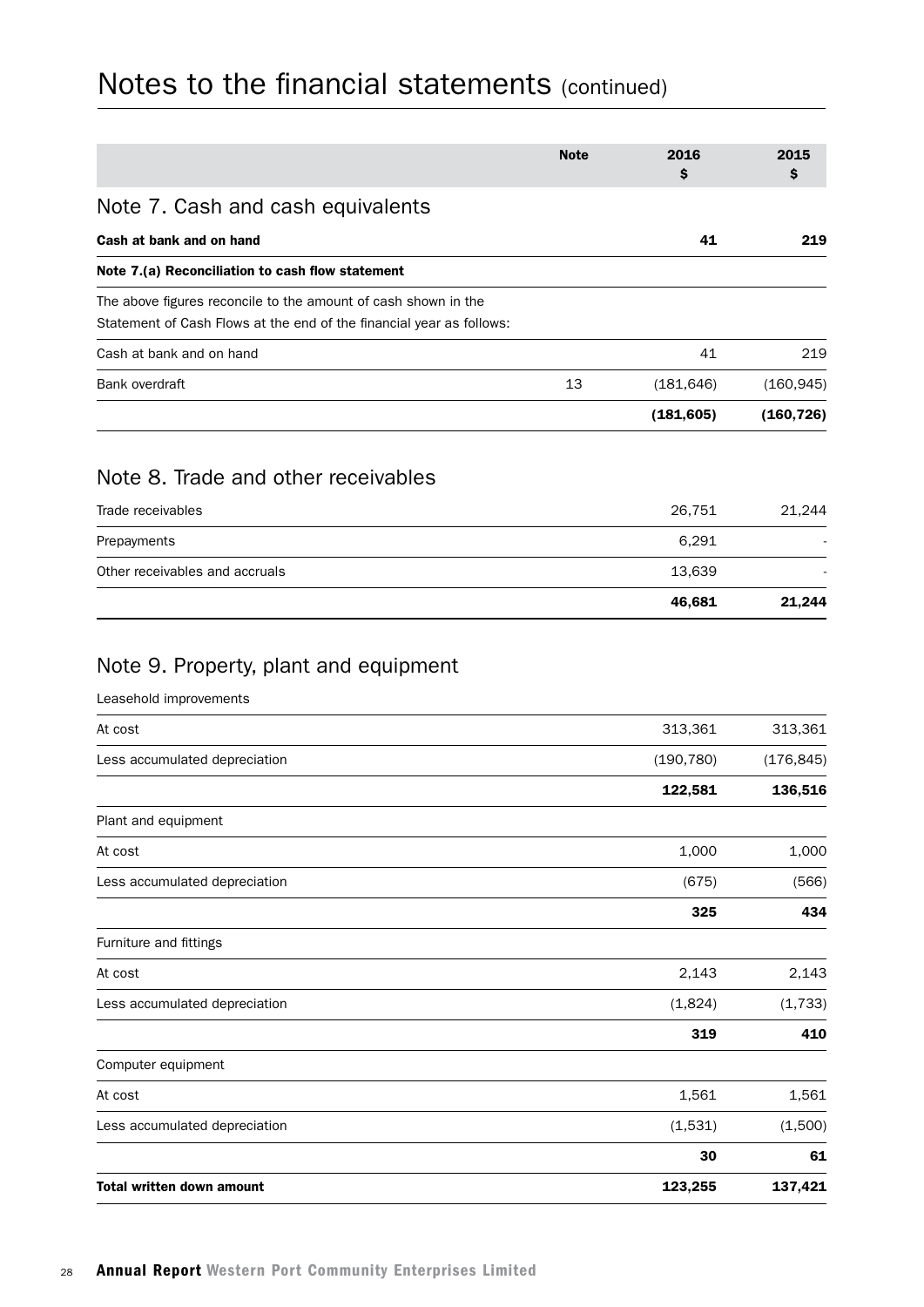# Notes to the financial statements (continued)

| | Note | 2016 $ | 2015 $ |
|---|---|---|---|
| **Note 7. Cash and cash equivalents** | | | |
| **Cash at bank and on hand** | | **41** | **219** |
| **Note 7.(a) Reconciliation to cash flow statement** | | | |
| The above figures reconcile to the amount of cash shown in the Statement of Cash Flows at the end of the financial year as follows: | | | |
| Cash at bank and on hand | | 41 | 219 |
| Bank overdraft | 13 | (181,646) | (160,945) |
| | | **(181,605)** | **(160,726)** |

## Note 8. Trade and other receivables

| | 2016 $ | 2015 $ |
|---|---|---|
| Trade receivables | 26,751 | 21,244 |
| Prepayments | 6,291 | - |
| Other receivables and accruals | 13,639 | - |
| | **46,681** | **21,244** |

## Note 9. Property, plant and equipment

| | 2016 $ | 2015 $ |
|---|---|---|
| Leasehold improvements | | |
| At cost | 313,361 | 313,361 |
| Less accumulated depreciation | (190,780) | (176,845) |
| | **122,581** | **136,516** |
| Plant and equipment | | |
| At cost | 1,000 | 1,000 |
| Less accumulated depreciation | (675) | (566) |
| | **325** | **434** |
| Furniture and fittings | | |
| At cost | 2,143 | 2,143 |
| Less accumulated depreciation | (1,824) | (1,733) |
| | **319** | **410** |
| Computer equipment | | |
| At cost | 1,561 | 1,561 |
| Less accumulated depreciation | (1,531) | (1,500) |
| | **30** | **61** |
| **Total written down amount** | **123,255** | **137,421** |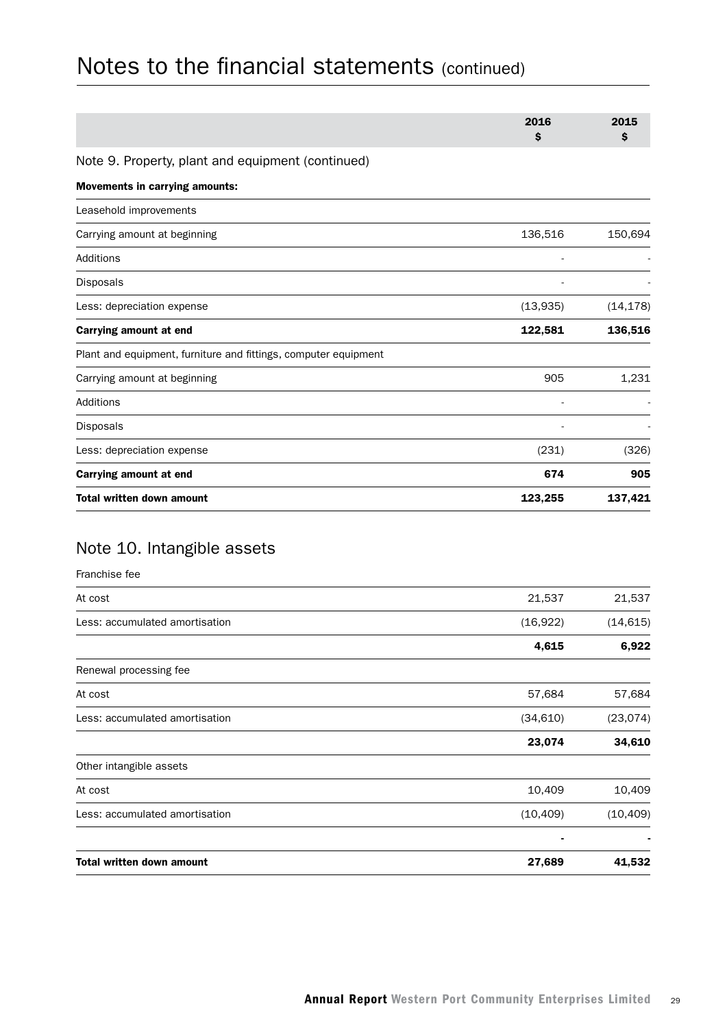# Notes to the financial statements (continued)

| | 2016 $ | 2015 $ |
|---|---|---|
| **Note 9. Property, plant and equipment (continued)** | | |
| **Movements in carrying amounts:** | | |
| Leasehold improvements | | |
| Carrying amount at beginning | 136,516 | 150,694 |
| Additions | - | - |
| Disposals | - | - |
| Less: depreciation expense | (13,935) | (14,178) |
| **Carrying amount at end** | **122,581** | **136,516** |
| Plant and equipment, furniture and fittings, computer equipment | | |
| Carrying amount at beginning | 905 | 1,231 |
| Additions | - | - |
| Disposals | - | - |
| Less: depreciation expense | (231) | (326) |
| **Carrying amount at end** | **674** | **905** |
| **Total written down amount** | **123,255** | **137,421** |

## Note 10. Intangible assets

| | 2016 $ | 2015 $ |
|---|---|---|
| Franchise fee | | |
| At cost | 21,537 | 21,537 |
| Less: accumulated amortisation | (16,922) | (14,615) |
| | **4,615** | **6,922** |
| Renewal processing fee | | |
| At cost | 57,684 | 57,684 |
| Less: accumulated amortisation | (34,610) | (23,074) |
| | **23,074** | **34,610** |
| Other intangible assets | | |
| At cost | 10,409 | 10,409 |
| Less: accumulated amortisation | (10,409) | (10,409) |
| | **-** | **-** |
| **Total written down amount** | **27,689** | **41,532** |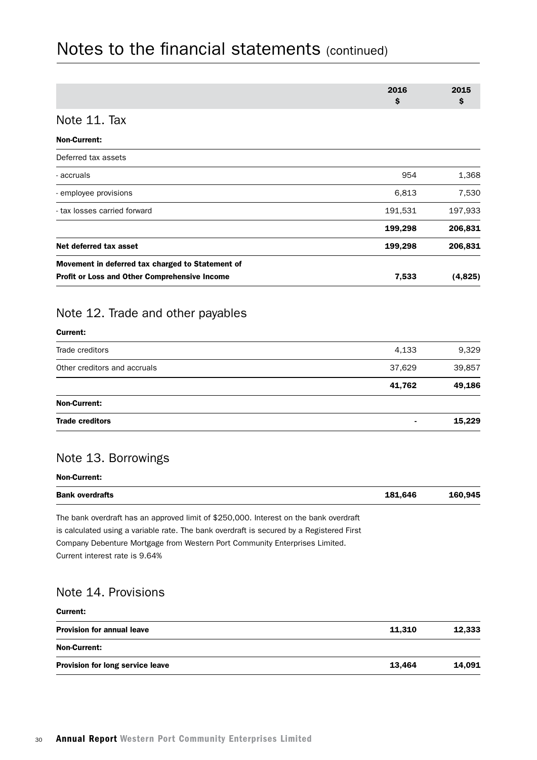# Notes to the financial statements (continued)

| | 2016 $ | 2015 $ |
|---|---|---|
| **Note 11. Tax** | | |
| **Non-Current:** | | |
| Deferred tax assets | | |
| - accruals | 954 | 1,368 |
| - employee provisions | 6,813 | 7,530 |
| - tax losses carried forward | 191,531 | 197,933 |
| | **199,298** | **206,831** |
| **Net deferred tax asset** | **199,298** | **206,831** |
| **Movement in deferred tax charged to Statement of Profit or Loss and Other Comprehensive Income** | **7,533** | **(4,825)** |

## Note 12. Trade and other payables

| | 2016 $ | 2015 $ |
|---|---|---|
| **Current:** | | |
| Trade creditors | 4,133 | 9,329 |
| Other creditors and accruals | 37,629 | 39,857 |
| | **41,762** | **49,186** |
| **Non-Current:** | | |
| **Trade creditors** | **-** | **15,229** |

## Note 13. Borrowings

| | 2016 $ | 2015 $ |
|---|---|---|
| **Non-Current:** | | |
| **Bank overdrafts** | **181,646** | **160,945** |

The bank overdraft has an approved limit of $250,000. Interest on the bank overdraft is calculated using a variable rate. The bank overdraft is secured by a Registered First Company Debenture Mortgage from Western Port Community Enterprises Limited. Current interest rate is 9.64%

## Note 14. Provisions

| | 2016 $ | 2015 $ |
|---|---|---|
| **Current:** | | |
| **Provision for annual leave** | **11,310** | **12,333** |
| **Non-Current:** | | |
| **Provision for long service leave** | **13,464** | **14,091** |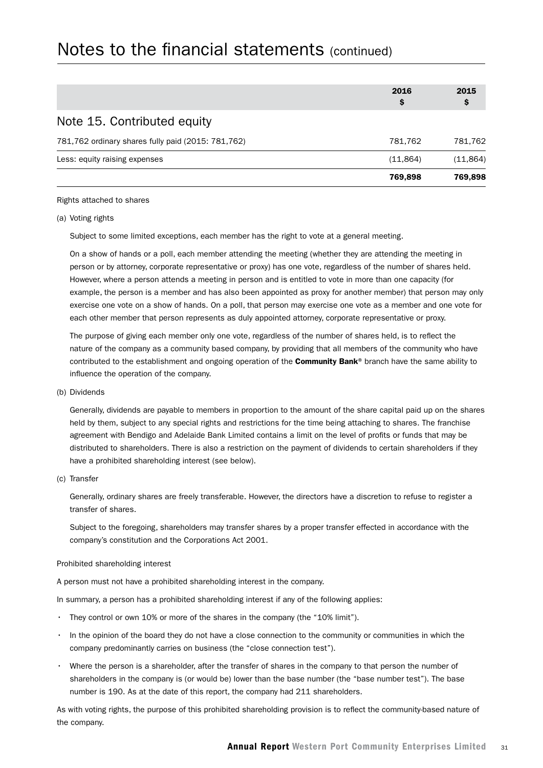# Notes to the financial statements (continued)

| | 2016 $ | 2015 $ |
|---|---|---|
| **Note 15. Contributed equity** | | |
| 781,762 ordinary shares fully paid (2015: 781,762) | 781,762 | 781,762 |
| Less: equity raising expenses | (11,864) | (11,864) |
| | **769,898** | **769,898** |

Rights attached to shares

(a) Voting rights

Subject to some limited exceptions, each member has the right to vote at a general meeting.

On a show of hands or a poll, each member attending the meeting (whether they are attending the meeting in person or by attorney, corporate representative or proxy) has one vote, regardless of the number of shares held. However, where a person attends a meeting in person and is entitled to vote in more than one capacity (for example, the person is a member and has also been appointed as proxy for another member) that person may only exercise one vote on a show of hands. On a poll, that person may exercise one vote as a member and one vote for each other member that person represents as duly appointed attorney, corporate representative or proxy.

The purpose of giving each member only one vote, regardless of the number of shares held, is to reflect the nature of the company as a community based company, by providing that all members of the community who have contributed to the establishment and ongoing operation of the **Community Bank**® branch have the same ability to influence the operation of the company.

(b) Dividends

Generally, dividends are payable to members in proportion to the amount of the share capital paid up on the shares held by them, subject to any special rights and restrictions for the time being attaching to shares. The franchise agreement with Bendigo and Adelaide Bank Limited contains a limit on the level of profits or funds that may be distributed to shareholders. There is also a restriction on the payment of dividends to certain shareholders if they have a prohibited shareholding interest (see below).

(c) Transfer

Generally, ordinary shares are freely transferable. However, the directors have a discretion to refuse to register a transfer of shares.

Subject to the foregoing, shareholders may transfer shares by a proper transfer effected in accordance with the company's constitution and the Corporations Act 2001.

Prohibited shareholding interest

A person must not have a prohibited shareholding interest in the company.

In summary, a person has a prohibited shareholding interest if any of the following applies:

- They control or own 10% or more of the shares in the company (the "10% limit").
- In the opinion of the board they do not have a close connection to the community or communities in which the company predominantly carries on business (the "close connection test").
- Where the person is a shareholder, after the transfer of shares in the company to that person the number of shareholders in the company is (or would be) lower than the base number (the "base number test"). The base number is 190. As at the date of this report, the company had 211 shareholders.

As with voting rights, the purpose of this prohibited shareholding provision is to reflect the community-based nature of the company.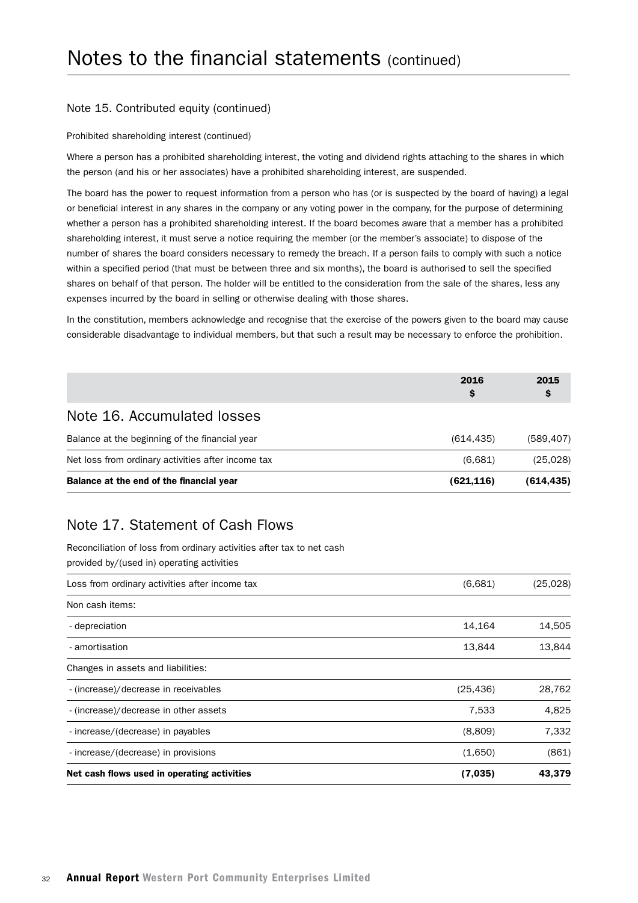# Notes to the financial statements (continued)

## Note 15. Contributed equity (continued)

Prohibited shareholding interest (continued)

Where a person has a prohibited shareholding interest, the voting and dividend rights attaching to the shares in which the person (and his or her associates) have a prohibited shareholding interest, are suspended.

The board has the power to request information from a person who has (or is suspected by the board of having) a legal or beneficial interest in any shares in the company or any voting power in the company, for the purpose of determining whether a person has a prohibited shareholding interest. If the board becomes aware that a member has a prohibited shareholding interest, it must serve a notice requiring the member (or the member's associate) to dispose of the number of shares the board considers necessary to remedy the breach. If a person fails to comply with such a notice within a specified period (that must be between three and six months), the board is authorised to sell the specified shares on behalf of that person. The holder will be entitled to the consideration from the sale of the shares, less any expenses incurred by the board in selling or otherwise dealing with those shares.

In the constitution, members acknowledge and recognise that the exercise of the powers given to the board may cause considerable disadvantage to individual members, but that such a result may be necessary to enforce the prohibition.

## Note 16. Accumulated losses

| | 2016 $ | 2015 $ |
|---|---|---|
| Balance at the beginning of the financial year | (614,435) | (589,407) |
| Net loss from ordinary activities after income tax | (6,681) | (25,028) |
| **Balance at the end of the financial year** | **(621,116)** | **(614,435)** |

## Note 17. Statement of Cash Flows

Reconciliation of loss from ordinary activities after tax to net cash provided by/(used in) operating activities

| | 2016 $ | 2015 $ |
|---|---|---|
| Loss from ordinary activities after income tax | (6,681) | (25,028) |
| Non cash items: | | |
| - depreciation | 14,164 | 14,505 |
| - amortisation | 13,844 | 13,844 |
| Changes in assets and liabilities: | | |
| - (increase)/decrease in receivables | (25,436) | 28,762 |
| - (increase)/decrease in other assets | 7,533 | 4,825 |
| - increase/(decrease) in payables | (8,809) | 7,332 |
| - increase/(decrease) in provisions | (1,650) | (861) |
| **Net cash flows used in operating activities** | **(7,035)** | **43,379** |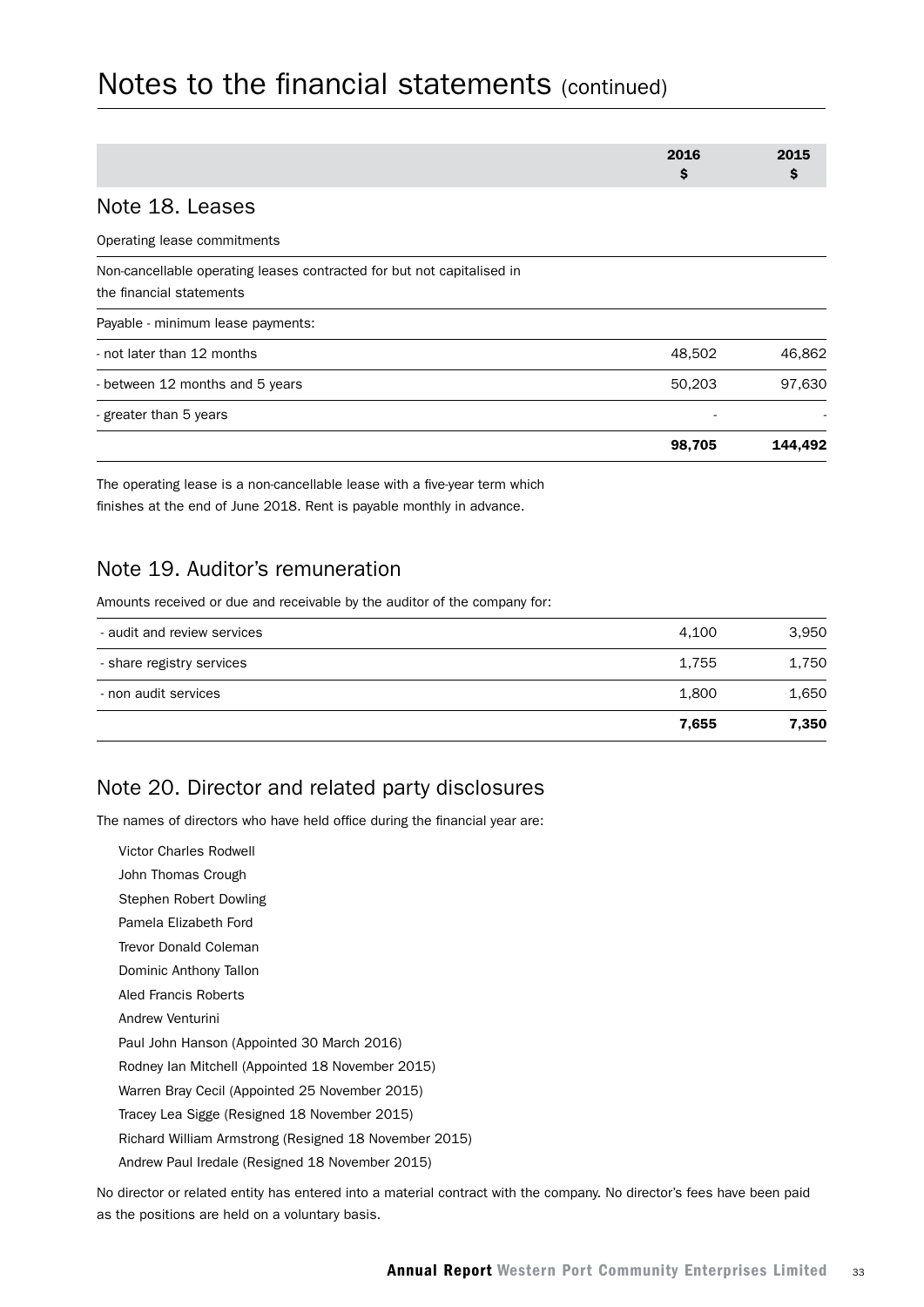# Notes to the financial statements (continued)

| | 2016 $ | 2015 $ |
|---|---|---|

## Note 18. Leases

| Operating lease commitments | 2016 $ | 2015 $ |
|---|---|---|
| Non-cancellable operating leases contracted for but not capitalised in the financial statements | | |
| Payable - minimum lease payments: | | |
| - not later than 12 months | 48,502 | 46,862 |
| - between 12 months and 5 years | 50,203 | 97,630 |
| - greater than 5 years | - | - |
| | **98,705** | **144,492** |

The operating lease is a non-cancellable lease with a five-year term which finishes at the end of June 2018. Rent is payable monthly in advance.

## Note 19. Auditor's remuneration

Amounts received or due and receivable by the auditor of the company for:

| | 2016 $ | 2015 $ |
|---|---|---|
| - audit and review services | 4,100 | 3,950 |
| - share registry services | 1,755 | 1,750 |
| - non audit services | 1,800 | 1,650 |
| | **7,655** | **7,350** |

## Note 20. Director and related party disclosures

The names of directors who have held office during the financial year are:

Victor Charles Rodwell
John Thomas Crough
Stephen Robert Dowling
Pamela Elizabeth Ford
Trevor Donald Coleman
Dominic Anthony Tallon
Aled Francis Roberts
Andrew Venturini
Paul John Hanson (Appointed 30 March 2016)
Rodney Ian Mitchell (Appointed 18 November 2015)
Warren Bray Cecil (Appointed 25 November 2015)
Tracey Lea Sigge (Resigned 18 November 2015)
Richard William Armstrong (Resigned 18 November 2015)
Andrew Paul Iredale (Resigned 18 November 2015)

No director or related entity has entered into a material contract with the company. No director's fees have been paid as the positions are held on a voluntary basis.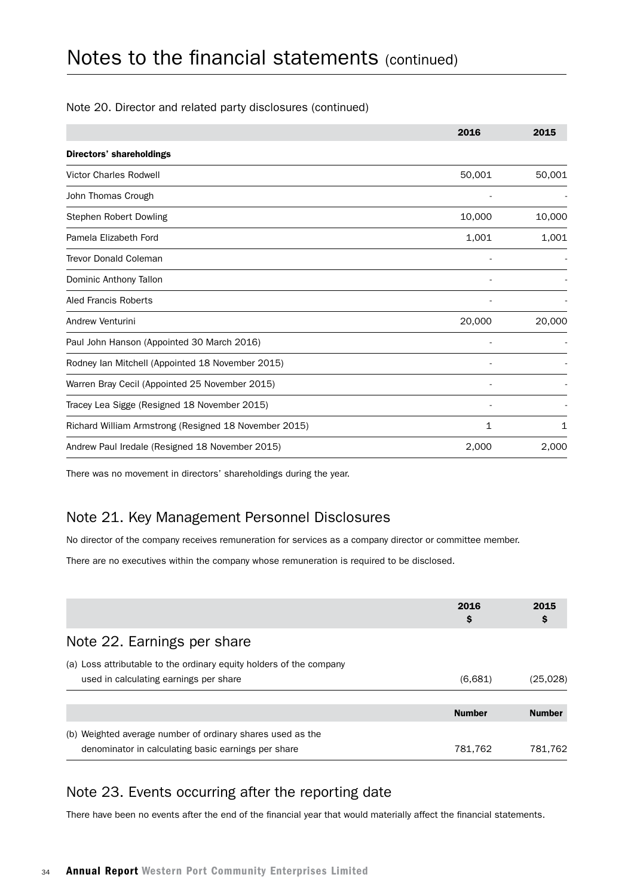# Notes to the financial statements (continued)

## Note 20. Director and related party disclosures (continued)

| | 2016 | 2015 |
|---|---|---|
| **Directors' shareholdings** | | |
| Victor Charles Rodwell | 50,001 | 50,001 |
| John Thomas Crough | - | - |
| Stephen Robert Dowling | 10,000 | 10,000 |
| Pamela Elizabeth Ford | 1,001 | 1,001 |
| Trevor Donald Coleman | - | - |
| Dominic Anthony Tallon | - | - |
| Aled Francis Roberts | - | - |
| Andrew Venturini | 20,000 | 20,000 |
| Paul John Hanson (Appointed 30 March 2016) | - | - |
| Rodney Ian Mitchell (Appointed 18 November 2015) | - | - |
| Warren Bray Cecil (Appointed 25 November 2015) | - | - |
| Tracey Lea Sigge (Resigned 18 November 2015) | - | - |
| Richard William Armstrong (Resigned 18 November 2015) | 1 | 1 |
| Andrew Paul Iredale (Resigned 18 November 2015) | 2,000 | 2,000 |

There was no movement in directors' shareholdings during the year.

## Note 21. Key Management Personnel Disclosures

No director of the company receives remuneration for services as a company director or committee member.

There are no executives within the company whose remuneration is required to be disclosed.

## Note 22. Earnings per share

| | 2016 $ | 2015 $ |
|---|---|---|
| (a) Loss attributable to the ordinary equity holders of the company used in calculating earnings per share | (6,681) | (25,028) |

| | Number | Number |
|---|---|---|
| (b) Weighted average number of ordinary shares used as the denominator in calculating basic earnings per share | 781,762 | 781,762 |

## Note 23. Events occurring after the reporting date

There have been no events after the end of the financial year that would materially affect the financial statements.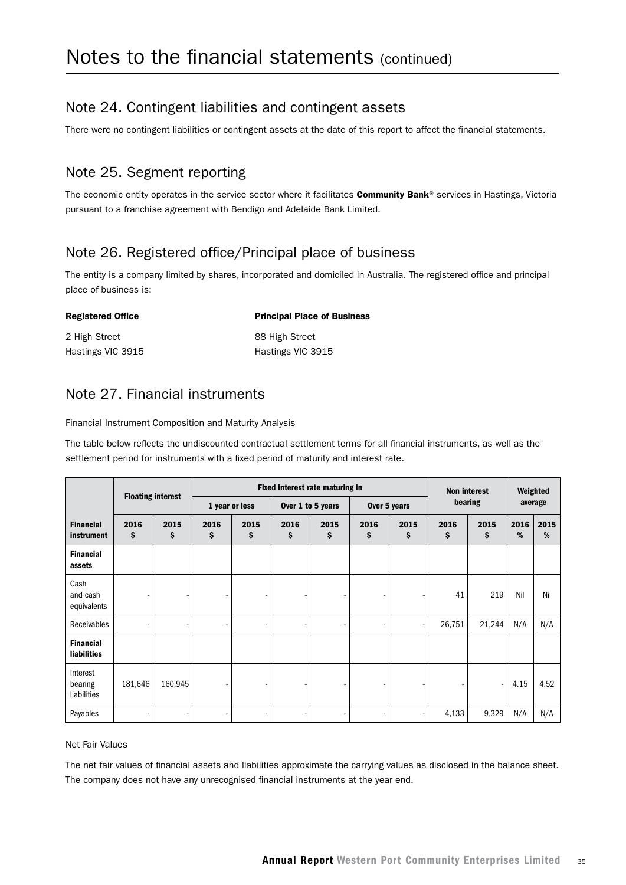# Notes to the financial statements (continued)

## Note 24. Contingent liabilities and contingent assets

There were no contingent liabilities or contingent assets at the date of this report to affect the financial statements.

## Note 25. Segment reporting

The economic entity operates in the service sector where it facilitates **Community Bank**® services in Hastings, Victoria pursuant to a franchise agreement with Bendigo and Adelaide Bank Limited.

## Note 26. Registered office/Principal place of business

The entity is a company limited by shares, incorporated and domiciled in Australia. The registered office and principal place of business is:

| **Registered Office** | **Principal Place of Business** |
|---|---|
| 2 High Street | 88 High Street |
| Hastings VIC 3915 | Hastings VIC 3915 |

## Note 27. Financial instruments

Financial Instrument Composition and Maturity Analysis

The table below reflects the undiscounted contractual settlement terms for all financial instruments, as well as the settlement period for instruments with a fixed period of maturity and interest rate.

| | Floating interest | | Fixed interest rate maturing in | | | | | | Non interest bearing | | Weighted average | |
|---|---|---|---|---|---|---|---|---|---|---|---|---|
| | | | 1 year or less | | Over 1 to 5 years | | Over 5 years | | | | | |
| **Financial instrument** | **2016 $** | **2015 $** | **2016 $** | **2015 $** | **2016 $** | **2015 $** | **2016 $** | **2015 $** | **2016 $** | **2015 $** | **2016 %** | **2015 %** |
| **Financial assets** | | | | | | | | | | | | |
| Cash and cash equivalents | - | - | - | - | - | - | - | - | 41 | 219 | Nil | Nil |
| Receivables | - | - | - | - | - | - | - | - | 26,751 | 21,244 | N/A | N/A |
| **Financial liabilities** | | | | | | | | | | | | |
| Interest bearing liabilities | 181,646 | 160,945 | - | - | - | - | - | - | - | - | 4.15 | 4.52 |
| Payables | - | - | - | - | - | - | - | - | 4,133 | 9,329 | N/A | N/A |

Net Fair Values

The net fair values of financial assets and liabilities approximate the carrying values as disclosed in the balance sheet. The company does not have any unrecognised financial instruments at the year end.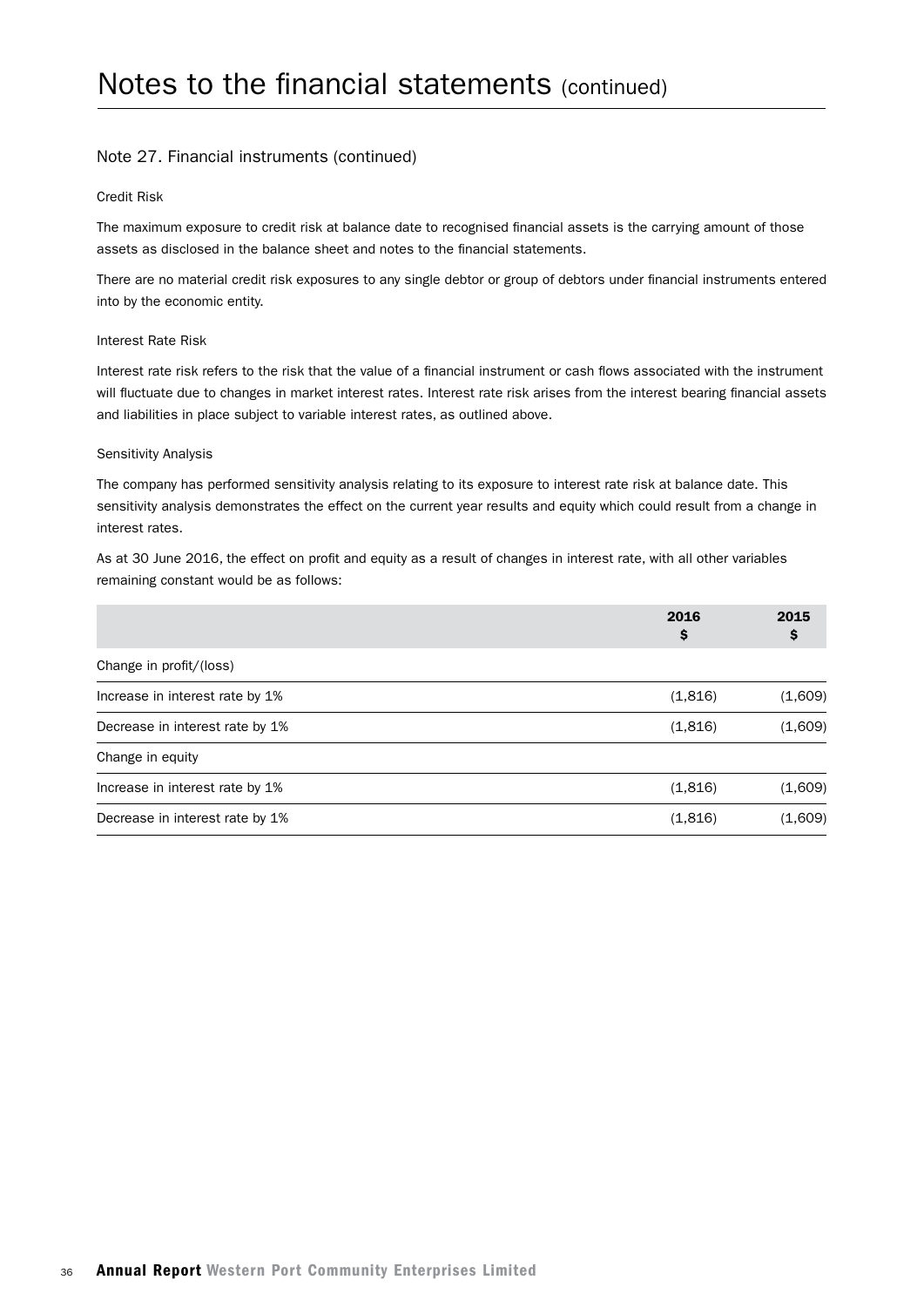# Notes to the financial statements (continued)

## Note 27. Financial instruments (continued)

### Credit Risk

The maximum exposure to credit risk at balance date to recognised financial assets is the carrying amount of those assets as disclosed in the balance sheet and notes to the financial statements.

There are no material credit risk exposures to any single debtor or group of debtors under financial instruments entered into by the economic entity.

### Interest Rate Risk

Interest rate risk refers to the risk that the value of a financial instrument or cash flows associated with the instrument will fluctuate due to changes in market interest rates. Interest rate risk arises from the interest bearing financial assets and liabilities in place subject to variable interest rates, as outlined above.

### Sensitivity Analysis

The company has performed sensitivity analysis relating to its exposure to interest rate risk at balance date. This sensitivity analysis demonstrates the effect on the current year results and equity which could result from a change in interest rates.

As at 30 June 2016, the effect on profit and equity as a result of changes in interest rate, with all other variables remaining constant would be as follows:

| | 2016 $ | 2015 $ |
|---|---|---|
| Change in profit/(loss) | | |
| Increase in interest rate by 1% | (1,816) | (1,609) |
| Decrease in interest rate by 1% | (1,816) | (1,609) |
| Change in equity | | |
| Increase in interest rate by 1% | (1,816) | (1,609) |
| Decrease in interest rate by 1% | (1,816) | (1,609) |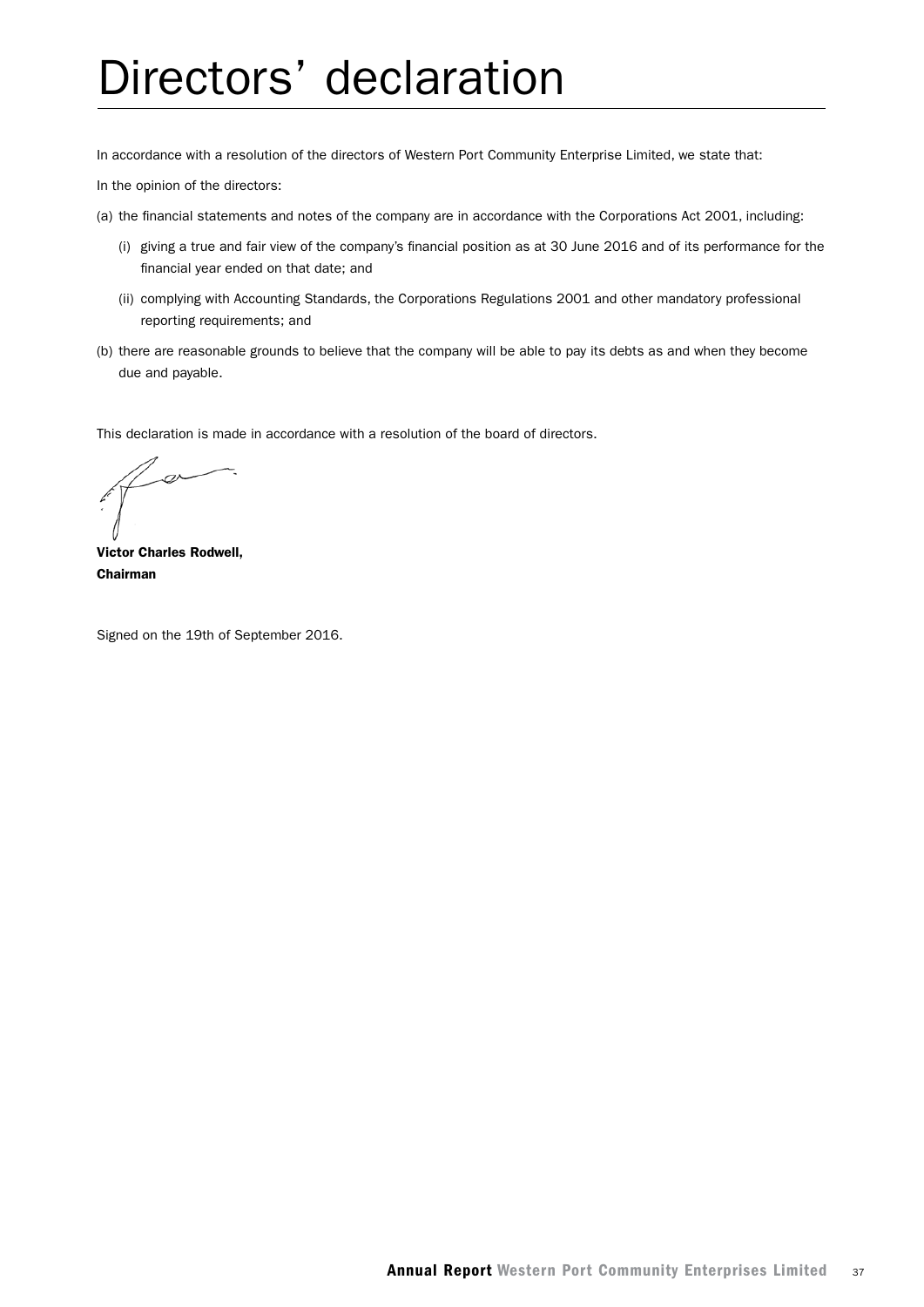# Directors' declaration

In accordance with a resolution of the directors of Western Port Community Enterprise Limited, we state that:

In the opinion of the directors:

(a) the financial statements and notes of the company are in accordance with the Corporations Act 2001, including:

   (i) giving a true and fair view of the company's financial position as at 30 June 2016 and of its performance for the financial year ended on that date; and

   (ii) complying with Accounting Standards, the Corporations Regulations 2001 and other mandatory professional reporting requirements; and

(b) there are reasonable grounds to believe that the company will be able to pay its debts as and when they become due and payable.

This declaration is made in accordance with a resolution of the board of directors.

**Victor Charles Rodwell,**
**Chairman**

Signed on the 19th of September 2016.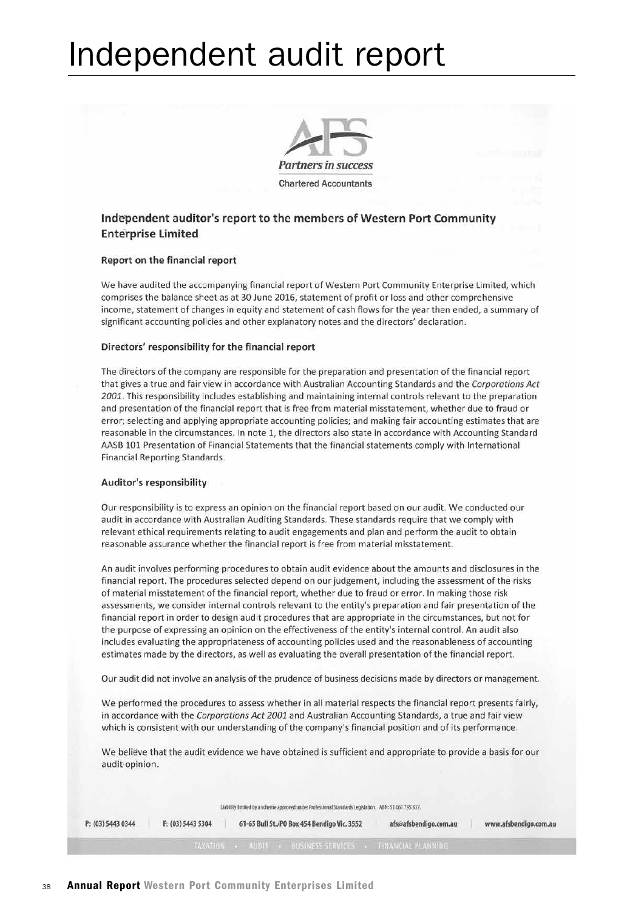# Independent audit report

Partners in success

Chartered Accountants

## Independent auditor's report to the members of Western Port Community Enterprise Limited

### Report on the financial report

We have audited the accompanying financial report of Western Port Community Enterprise Limited, which comprises the balance sheet as at 30 June 2016, statement of profit or loss and other comprehensive income, statement of changes in equity and statement of cash flows for the year then ended, a summary of significant accounting policies and other explanatory notes and the directors' declaration.

### Directors' responsibility for the financial report

The directors of the company are responsible for the preparation and presentation of the financial report that gives a true and fair view in accordance with Australian Accounting Standards and the *Corporations Act 2001*. This responsibility includes establishing and maintaining internal controls relevant to the preparation and presentation of the financial report that is free from material misstatement, whether due to fraud or error; selecting and applying appropriate accounting policies; and making fair accounting estimates that are reasonable in the circumstances. In note 1, the directors also state in accordance with Accounting Standard AASB 101 Presentation of Financial Statements that the financial statements comply with International Financial Reporting Standards.

### Auditor's responsibility

Our responsibility is to express an opinion on the financial report based on our audit. We conducted our audit in accordance with Australian Auditing Standards. These standards require that we comply with relevant ethical requirements relating to audit engagements and plan and perform the audit to obtain reasonable assurance whether the financial report is free from material misstatement.

An audit involves performing procedures to obtain audit evidence about the amounts and disclosures in the financial report. The procedures selected depend on our judgement, including the assessment of the risks of material misstatement of the financial report, whether due to fraud or error. In making those risk assessments, we consider internal controls relevant to the entity's preparation and fair presentation of the financial report in order to design audit procedures that are appropriate in the circumstances, but not for the purpose of expressing an opinion on the effectiveness of the entity's internal control. An audit also includes evaluating the appropriateness of accounting policies used and the reasonableness of accounting estimates made by the directors, as well as evaluating the overall presentation of the financial report.

Our audit did not involve an analysis of the prudence of business decisions made by directors or management.

We performed the procedures to assess whether in all material respects the financial report presents fairly, in accordance with the *Corporations Act 2001* and Australian Accounting Standards, a true and fair view which is consistent with our understanding of the company's financial position and of its performance.

We believe that the audit evidence we have obtained is sufficient and appropriate to provide a basis for our audit opinion.

Liability limited by a scheme approved under Professional Standards Legislation. ABN: 51 061 795 337.

P: (03) 5443 0344 | F: (03) 5443 5304 | 61-65 Bull St./PO Box 454 Bendigo Vic. 3552 | afs@afsbendigo.com.au | www.afsbendigo.com.au

TAXATION • AUDIT • BUSINESS SERVICES • FINANCIAL PLANNING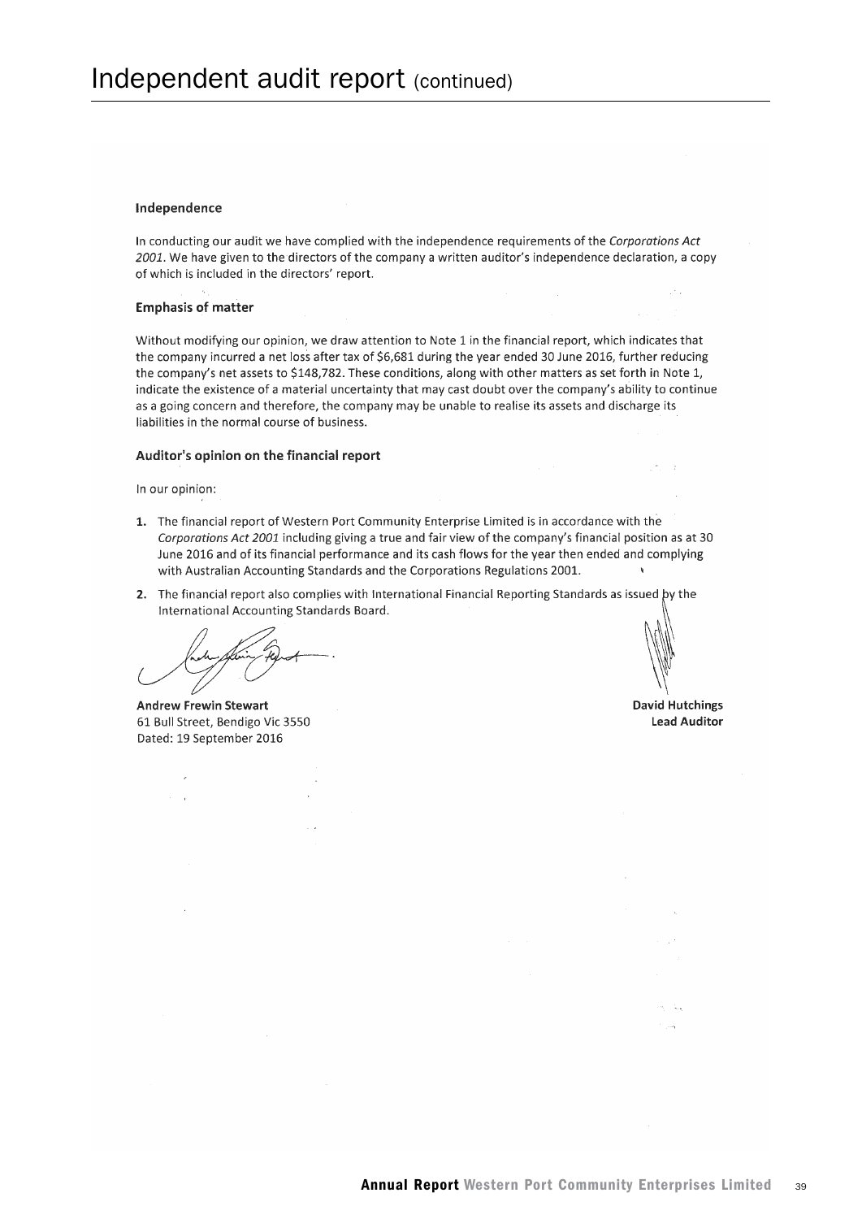# Independent audit report (continued)

### Independence

In conducting our audit we have complied with the independence requirements of the *Corporations Act 2001*. We have given to the directors of the company a written auditor's independence declaration, a copy of which is included in the directors' report.

### Emphasis of matter

Without modifying our opinion, we draw attention to Note 1 in the financial report, which indicates that the company incurred a net loss after tax of $6,681 during the year ended 30 June 2016, further reducing the company's net assets to $148,782. These conditions, along with other matters as set forth in Note 1, indicate the existence of a material uncertainty that may cast doubt over the company's ability to continue as a going concern and therefore, the company may be unable to realise its assets and discharge its liabilities in the normal course of business.

### Auditor's opinion on the financial report

In our opinion:

1. The financial report of Western Port Community Enterprise Limited is in accordance with the *Corporations Act 2001* including giving a true and fair view of the company's financial position as at 30 June 2016 and of its financial performance and its cash flows for the year then ended and complying with Australian Accounting Standards and the Corporations Regulations 2001.
2. The financial report also complies with International Financial Reporting Standards as issued by the International Accounting Standards Board.

**Andrew Frewin Stewart**
61 Bull Street, Bendigo Vic 3550
Dated: 19 September 2016

**David Hutchings**
**Lead Auditor**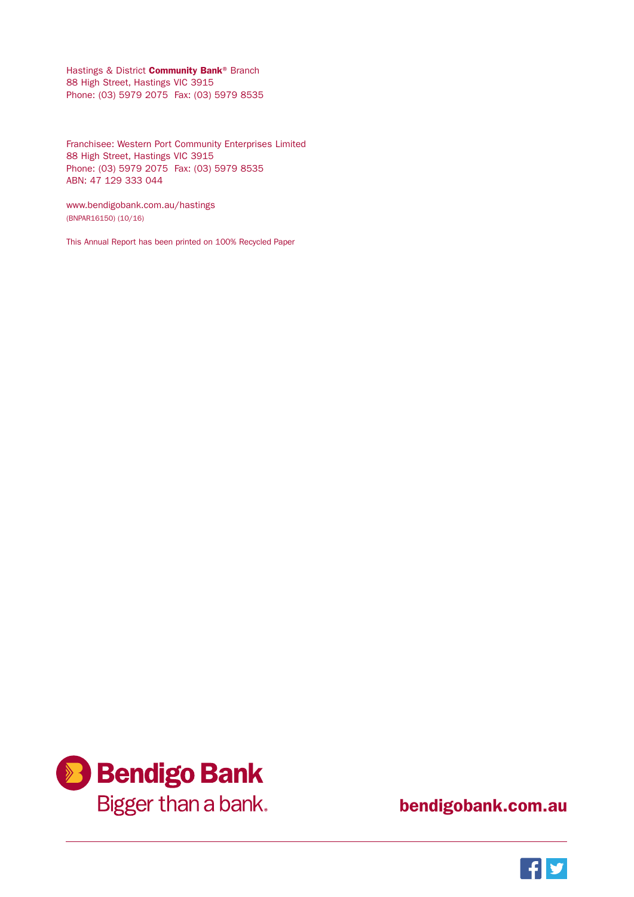Hastings & District **Community Bank**® Branch
88 High Street, Hastings VIC 3915
Phone: (03) 5979 2075 Fax: (03) 5979 8535

Franchisee: Western Port Community Enterprises Limited
88 High Street, Hastings VIC 3915
Phone: (03) 5979 2075 Fax: (03) 5979 8535
ABN: 47 129 333 044

www.bendigobank.com.au/hastings
(BNPAR16150) (10/16)

This Annual Report has been printed on 100% Recycled Paper

**Bendigo Bank**
Bigger than a bank.

**bendigobank.com.au**